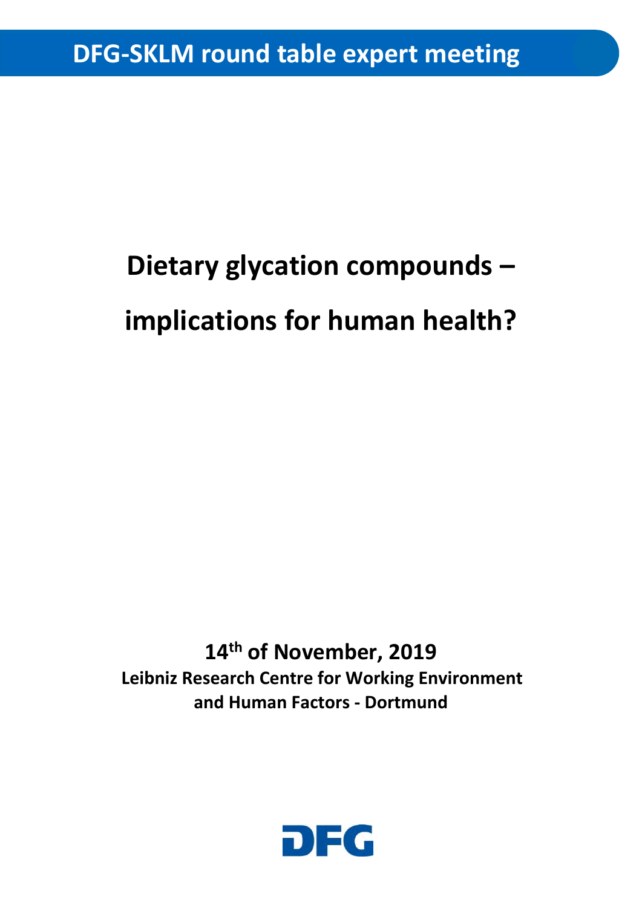**DFG-SKLM round table expert meeting**

# Dietary glycation compounds – implications for human health?

**14th of November, 2019**

**Leibniz Research Centre for Working Environment and Human Factors - Dortmund**

DFG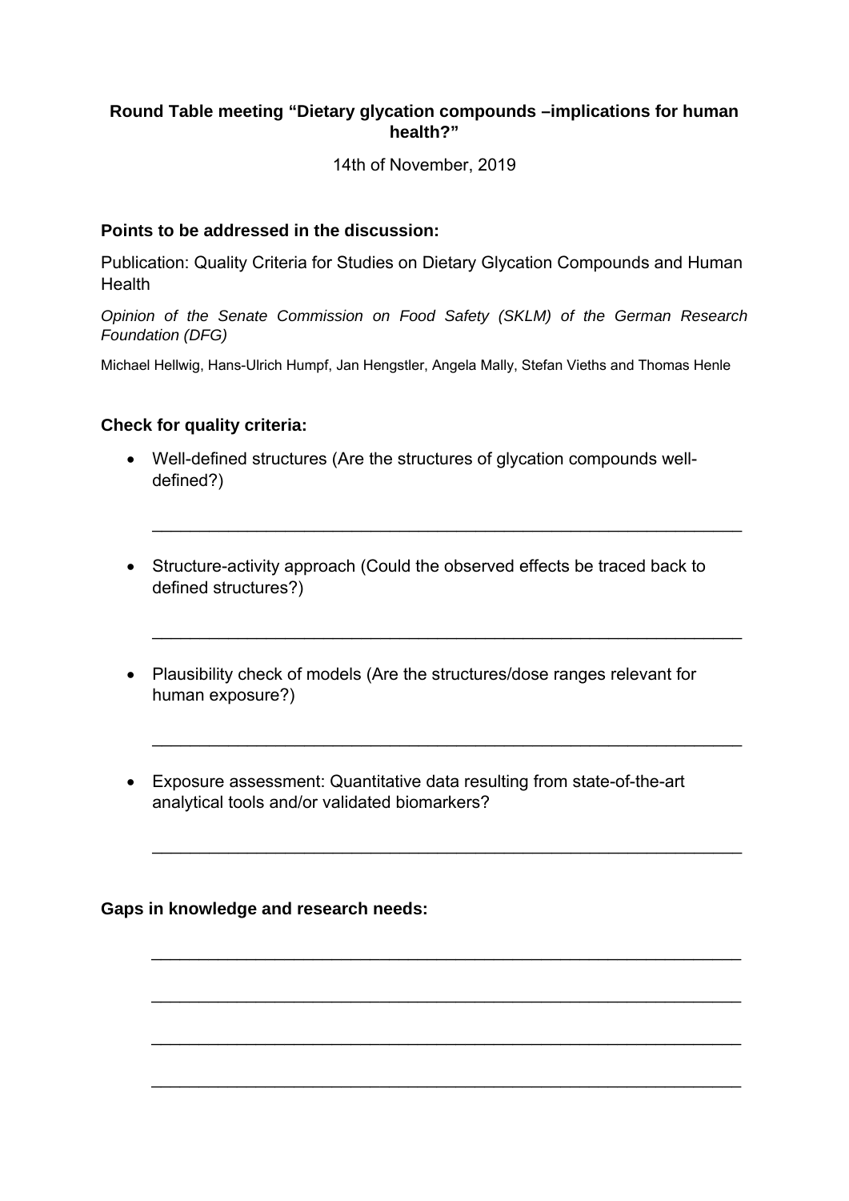**Round Table meeting “Dietary glycation compounds –implications for human health?”**

14th of November, 2019

**Points to be addressed in the discussion:**

Publication: Quality Criteria for Studies on Dietary Glycation Compounds and Human Health

*Opinion of the Senate Commission on Food Safety (SKLM) of the German Research Foundation (DFG)*

Michael Hellwig, Hans-Ulrich Humpf, Jan Hengstler, Angela Mally, Stefan Vieths and Thomas Henle

**Check for quality criteria:**

- Well-defined structures (Are the structures of glycation compounds well-defined?)

  ______________________________________________________________

- Structure-activity approach (Could the observed effects be traced back to defined structures?)

  ______________________________________________________________

- Plausibility check of models (Are the structures/dose ranges relevant for human exposure?)

  ______________________________________________________________

- Exposure assessment: Quantitative data resulting from state-of-the-art analytical tools and/or validated biomarkers?

  ______________________________________________________________

**Gaps in knowledge and research needs:**

______________________________________________________________

______________________________________________________________

______________________________________________________________

______________________________________________________________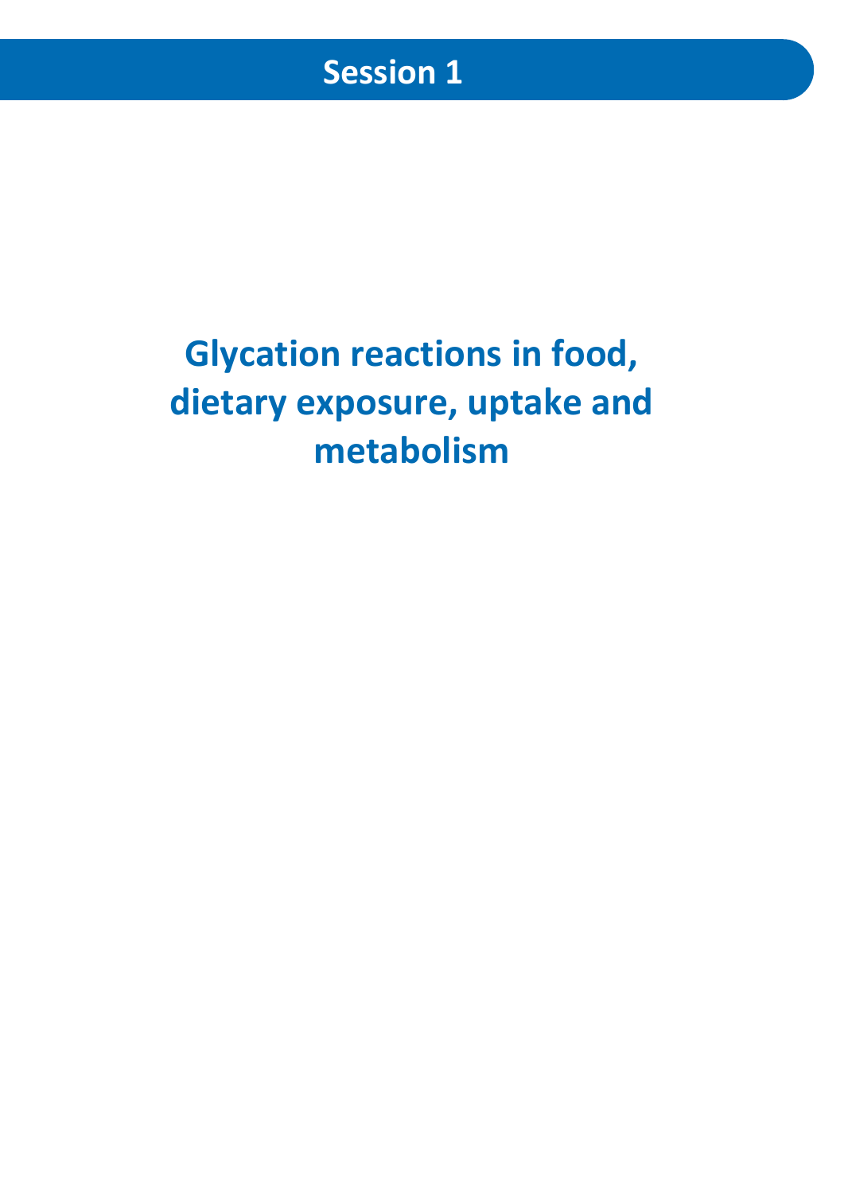# Session 1

## Glycation reactions in food, dietary exposure, uptake and metabolism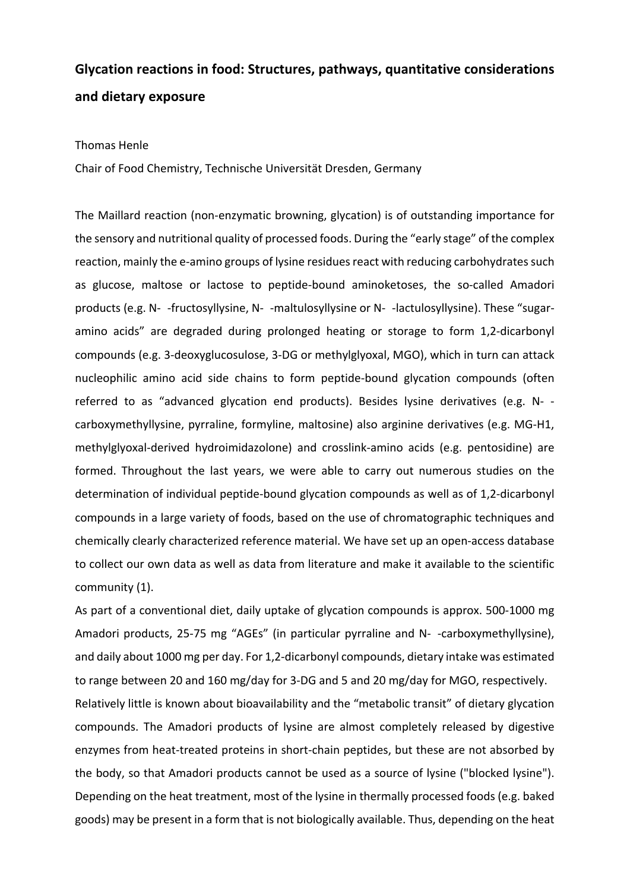**Glycation reactions in food: Structures, pathways, quantitative considerations and dietary exposure**

Thomas Henle

Chair of Food Chemistry, Technische Universität Dresden, Germany

The Maillard reaction (non-enzymatic browning, glycation) is of outstanding importance for the sensory and nutritional quality of processed foods. During the "early stage" of the complex reaction, mainly the e-amino groups of lysine residues react with reducing carbohydrates such as glucose, maltose or lactose to peptide-bound aminoketoses, the so-called Amadori products (e.g. N- -fructosyllysine, N- -maltulosyllysine or N- -lactulosyllysine). These "sugar-amino acids" are degraded during prolonged heating or storage to form 1,2-dicarbonyl compounds (e.g. 3-deoxyglucosulose, 3-DG or methylglyoxal, MGO), which in turn can attack nucleophilic amino acid side chains to form peptide-bound glycation compounds (often referred to as "advanced glycation end products). Besides lysine derivatives (e.g. N- -carboxymethyllysine, pyrraline, formyline, maltosine) also arginine derivatives (e.g. MG-H1, methylglyoxal-derived hydroimidazolone) and crosslink-amino acids (e.g. pentosidine) are formed. Throughout the last years, we were able to carry out numerous studies on the determination of individual peptide-bound glycation compounds as well as of 1,2-dicarbonyl compounds in a large variety of foods, based on the use of chromatographic techniques and chemically clearly characterized reference material. We have set up an open-access database to collect our own data as well as data from literature and make it available to the scientific community (1).

As part of a conventional diet, daily uptake of glycation compounds is approx. 500-1000 mg Amadori products, 25-75 mg "AGEs" (in particular pyrraline and N- -carboxymethyllysine), and daily about 1000 mg per day. For 1,2-dicarbonyl compounds, dietary intake was estimated to range between 20 and 160 mg/day for 3-DG and 5 and 20 mg/day for MGO, respectively.

Relatively little is known about bioavailability and the "metabolic transit" of dietary glycation compounds. The Amadori products of lysine are almost completely released by digestive enzymes from heat-treated proteins in short-chain peptides, but these are not absorbed by the body, so that Amadori products cannot be used as a source of lysine ("blocked lysine"). Depending on the heat treatment, most of the lysine in thermally processed foods (e.g. baked goods) may be present in a form that is not biologically available. Thus, depending on the heat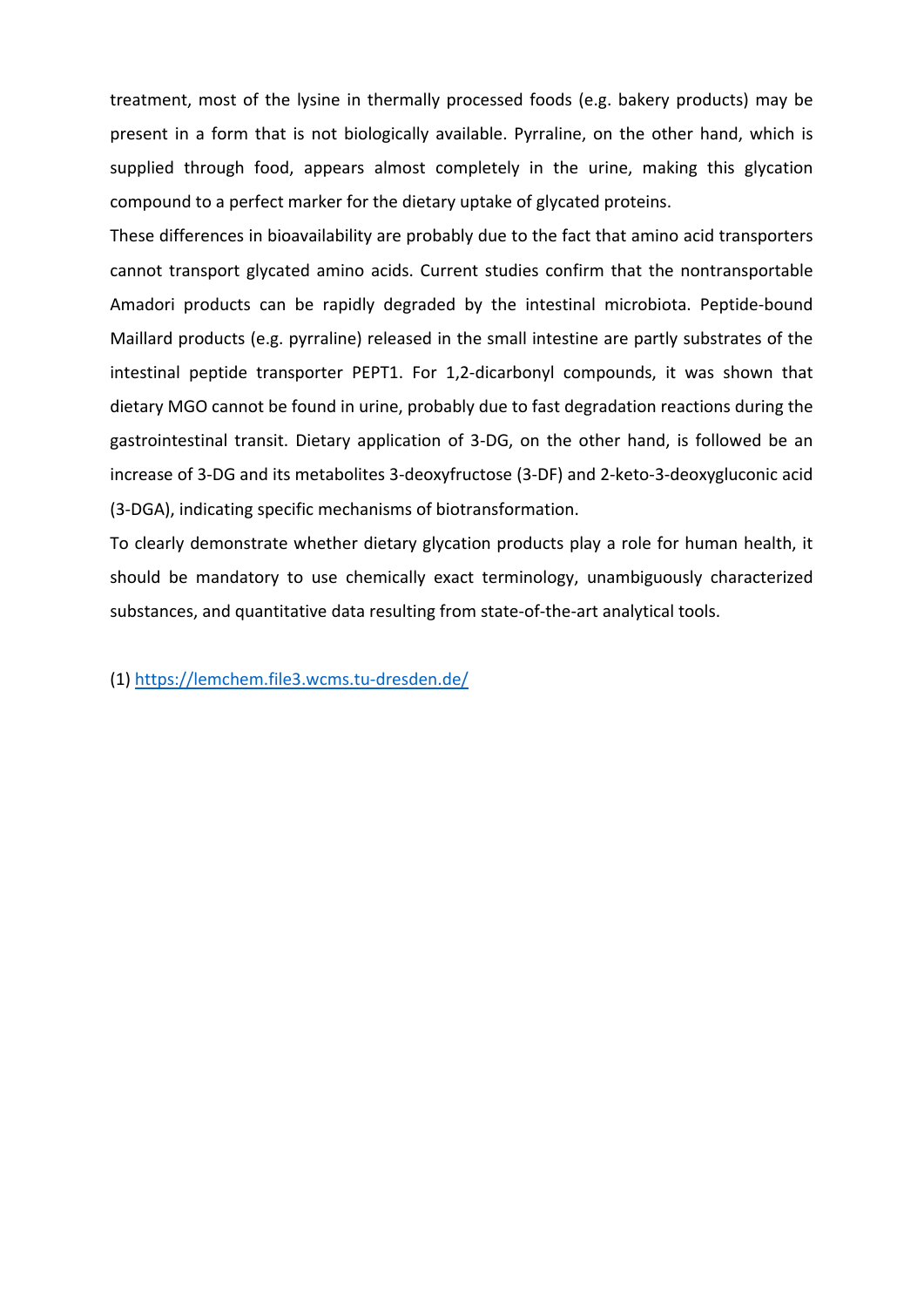treatment, most of the lysine in thermally processed foods (e.g. bakery products) may be present in a form that is not biologically available. Pyrraline, on the other hand, which is supplied through food, appears almost completely in the urine, making this glycation compound to a perfect marker for the dietary uptake of glycated proteins.

These differences in bioavailability are probably due to the fact that amino acid transporters cannot transport glycated amino acids. Current studies confirm that the nontransportable Amadori products can be rapidly degraded by the intestinal microbiota. Peptide-bound Maillard products (e.g. pyrraline) released in the small intestine are partly substrates of the intestinal peptide transporter PEPT1. For 1,2-dicarbonyl compounds, it was shown that dietary MGO cannot be found in urine, probably due to fast degradation reactions during the gastrointestinal transit. Dietary application of 3-DG, on the other hand, is followed be an increase of 3-DG and its metabolites 3-deoxyfructose (3-DF) and 2-keto-3-deoxygluconic acid (3-DGA), indicating specific mechanisms of biotransformation.

To clearly demonstrate whether dietary glycation products play a role for human health, it should be mandatory to use chemically exact terminology, unambiguously characterized substances, and quantitative data resulting from state-of-the-art analytical tools.

(1) https://lemchem.file3.wcms.tu-dresden.de/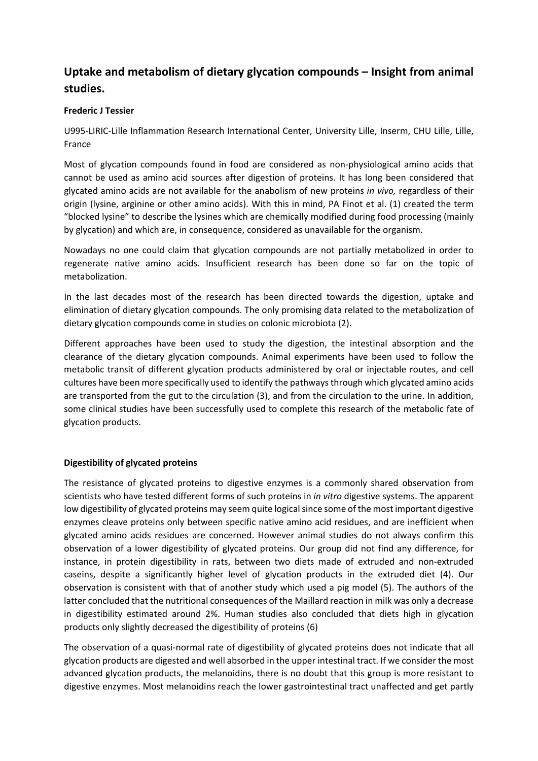## Uptake and metabolism of dietary glycation compounds – Insight from animal studies.

**Frederic J Tessier**

U995-LIRIC-Lille Inflammation Research International Center, University Lille, Inserm, CHU Lille, Lille, France

Most of glycation compounds found in food are considered as non-physiological amino acids that cannot be used as amino acid sources after digestion of proteins. It has long been considered that glycated amino acids are not available for the anabolism of new proteins *in vivo,* regardless of their origin (lysine, arginine or other amino acids). With this in mind, PA Finot et al. (1) created the term "blocked lysine" to describe the lysines which are chemically modified during food processing (mainly by glycation) and which are, in consequence, considered as unavailable for the organism.

Nowadays no one could claim that glycation compounds are not partially metabolized in order to regenerate native amino acids. Insufficient research has been done so far on the topic of metabolization.

In the last decades most of the research has been directed towards the digestion, uptake and elimination of dietary glycation compounds. The only promising data related to the metabolization of dietary glycation compounds come in studies on colonic microbiota (2).

Different approaches have been used to study the digestion, the intestinal absorption and the clearance of the dietary glycation compounds. Animal experiments have been used to follow the metabolic transit of different glycation products administered by oral or injectable routes, and cell cultures have been more specifically used to identify the pathways through which glycated amino acids are transported from the gut to the circulation (3), and from the circulation to the urine. In addition, some clinical studies have been successfully used to complete this research of the metabolic fate of glycation products.

**Digestibility of glycated proteins**

The resistance of glycated proteins to digestive enzymes is a commonly shared observation from scientists who have tested different forms of such proteins in *in vitro* digestive systems. The apparent low digestibility of glycated proteins may seem quite logical since some of the most important digestive enzymes cleave proteins only between specific native amino acid residues, and are inefficient when glycated amino acids residues are concerned. However animal studies do not always confirm this observation of a lower digestibility of glycated proteins. Our group did not find any difference, for instance, in protein digestibility in rats, between two diets made of extruded and non-extruded caseins, despite a significantly higher level of glycation products in the extruded diet (4). Our observation is consistent with that of another study which used a pig model (5). The authors of the latter concluded that the nutritional consequences of the Maillard reaction in milk was only a decrease in digestibility estimated around 2%. Human studies also concluded that diets high in glycation products only slightly decreased the digestibility of proteins (6)

The observation of a quasi-normal rate of digestibility of glycated proteins does not indicate that all glycation products are digested and well absorbed in the upper intestinal tract. If we consider the most advanced glycation products, the melanoidins, there is no doubt that this group is more resistant to digestive enzymes. Most melanoidins reach the lower gastrointestinal tract unaffected and get partly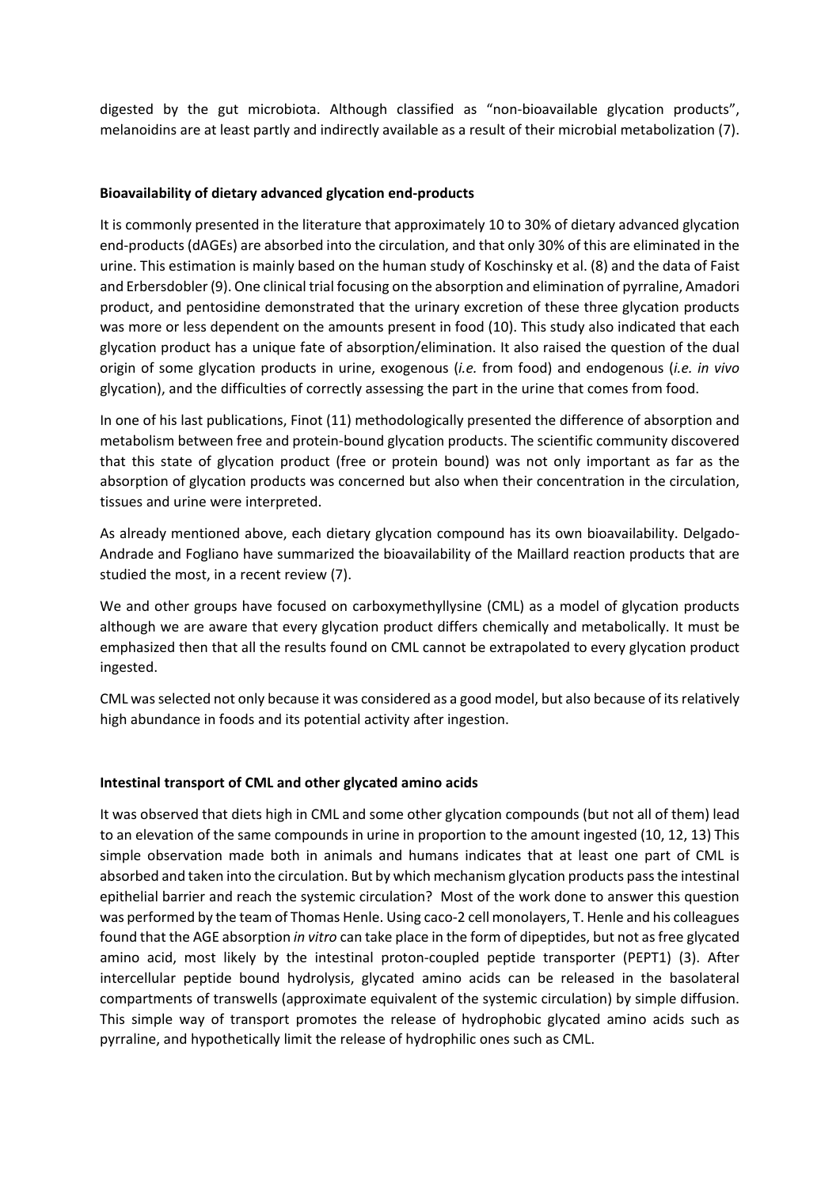digested by the gut microbiota. Although classified as "non-bioavailable glycation products", melanoidins are at least partly and indirectly available as a result of their microbial metabolization (7).

**Bioavailability of dietary advanced glycation end-products**

It is commonly presented in the literature that approximately 10 to 30% of dietary advanced glycation end-products (dAGEs) are absorbed into the circulation, and that only 30% of this are eliminated in the urine. This estimation is mainly based on the human study of Koschinsky et al. (8) and the data of Faist and Erbersdobler (9). One clinical trial focusing on the absorption and elimination of pyrraline, Amadori product, and pentosidine demonstrated that the urinary excretion of these three glycation products was more or less dependent on the amounts present in food (10). This study also indicated that each glycation product has a unique fate of absorption/elimination. It also raised the question of the dual origin of some glycation products in urine, exogenous (*i.e.* from food) and endogenous (*i.e. in vivo* glycation), and the difficulties of correctly assessing the part in the urine that comes from food.

In one of his last publications, Finot (11) methodologically presented the difference of absorption and metabolism between free and protein-bound glycation products. The scientific community discovered that this state of glycation product (free or protein bound) was not only important as far as the absorption of glycation products was concerned but also when their concentration in the circulation, tissues and urine were interpreted.

As already mentioned above, each dietary glycation compound has its own bioavailability. Delgado-Andrade and Fogliano have summarized the bioavailability of the Maillard reaction products that are studied the most, in a recent review (7).

We and other groups have focused on carboxymethyllysine (CML) as a model of glycation products although we are aware that every glycation product differs chemically and metabolically. It must be emphasized then that all the results found on CML cannot be extrapolated to every glycation product ingested.

CML was selected not only because it was considered as a good model, but also because of its relatively high abundance in foods and its potential activity after ingestion.

**Intestinal transport of CML and other glycated amino acids**

It was observed that diets high in CML and some other glycation compounds (but not all of them) lead to an elevation of the same compounds in urine in proportion to the amount ingested (10, 12, 13) This simple observation made both in animals and humans indicates that at least one part of CML is absorbed and taken into the circulation. But by which mechanism glycation products pass the intestinal epithelial barrier and reach the systemic circulation? Most of the work done to answer this question was performed by the team of Thomas Henle. Using caco-2 cell monolayers, T. Henle and his colleagues found that the AGE absorption *in vitro* can take place in the form of dipeptides, but not as free glycated amino acid, most likely by the intestinal proton-coupled peptide transporter (PEPT1) (3). After intercellular peptide bound hydrolysis, glycated amino acids can be released in the basolateral compartments of transwells (approximate equivalent of the systemic circulation) by simple diffusion. This simple way of transport promotes the release of hydrophobic glycated amino acids such as pyrraline, and hypothetically limit the release of hydrophilic ones such as CML.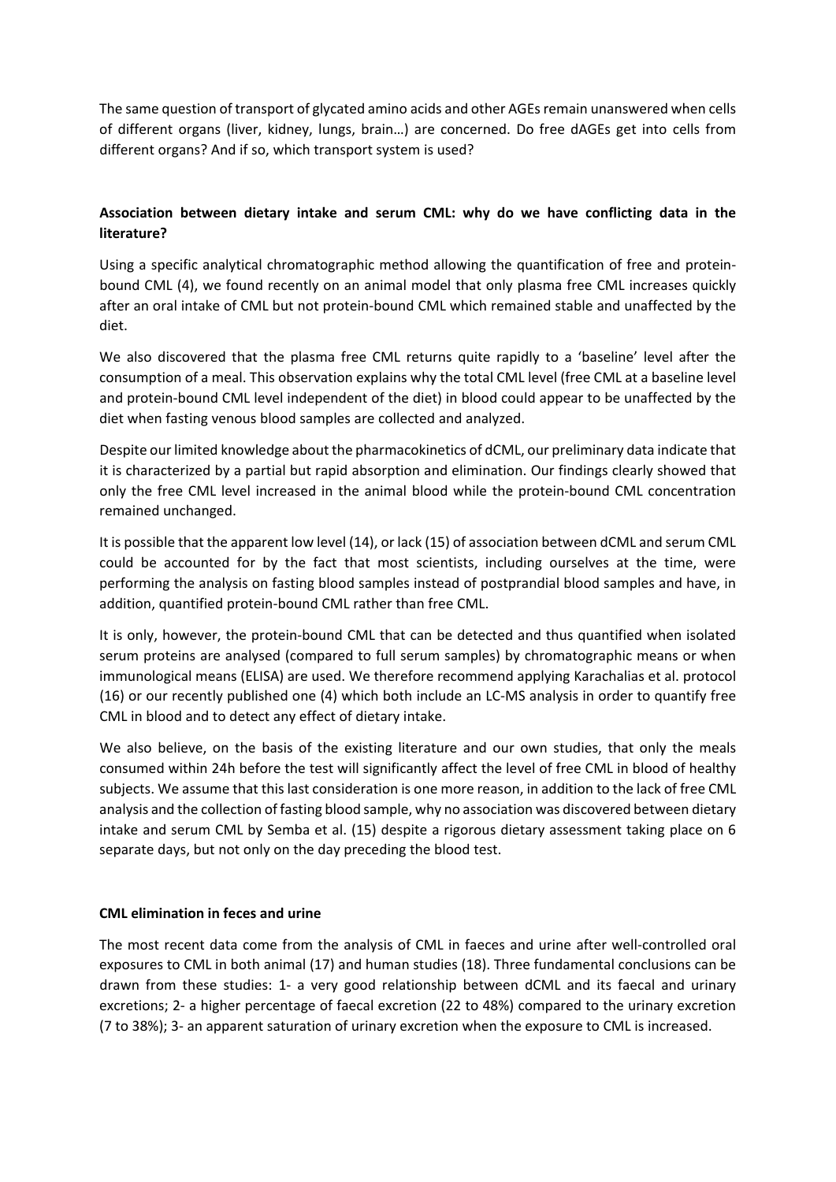The same question of transport of glycated amino acids and other AGEs remain unanswered when cells of different organs (liver, kidney, lungs, brain…) are concerned. Do free dAGEs get into cells from different organs? And if so, which transport system is used?

### Association between dietary intake and serum CML: why do we have conflicting data in the literature?

Using a specific analytical chromatographic method allowing the quantification of free and protein-bound CML (4), we found recently on an animal model that only plasma free CML increases quickly after an oral intake of CML but not protein-bound CML which remained stable and unaffected by the diet.

We also discovered that the plasma free CML returns quite rapidly to a 'baseline' level after the consumption of a meal. This observation explains why the total CML level (free CML at a baseline level and protein-bound CML level independent of the diet) in blood could appear to be unaffected by the diet when fasting venous blood samples are collected and analyzed.

Despite our limited knowledge about the pharmacokinetics of dCML, our preliminary data indicate that it is characterized by a partial but rapid absorption and elimination. Our findings clearly showed that only the free CML level increased in the animal blood while the protein-bound CML concentration remained unchanged.

It is possible that the apparent low level (14), or lack (15) of association between dCML and serum CML could be accounted for by the fact that most scientists, including ourselves at the time, were performing the analysis on fasting blood samples instead of postprandial blood samples and have, in addition, quantified protein-bound CML rather than free CML.

It is only, however, the protein-bound CML that can be detected and thus quantified when isolated serum proteins are analysed (compared to full serum samples) by chromatographic means or when immunological means (ELISA) are used. We therefore recommend applying Karachalias et al. protocol (16) or our recently published one (4) which both include an LC-MS analysis in order to quantify free CML in blood and to detect any effect of dietary intake.

We also believe, on the basis of the existing literature and our own studies, that only the meals consumed within 24h before the test will significantly affect the level of free CML in blood of healthy subjects. We assume that this last consideration is one more reason, in addition to the lack of free CML analysis and the collection of fasting blood sample, why no association was discovered between dietary intake and serum CML by Semba et al. (15) despite a rigorous dietary assessment taking place on 6 separate days, but not only on the day preceding the blood test.

### CML elimination in feces and urine

The most recent data come from the analysis of CML in faeces and urine after well-controlled oral exposures to CML in both animal (17) and human studies (18). Three fundamental conclusions can be drawn from these studies: 1- a very good relationship between dCML and its faecal and urinary excretions; 2- a higher percentage of faecal excretion (22 to 48%) compared to the urinary excretion (7 to 38%); 3- an apparent saturation of urinary excretion when the exposure to CML is increased.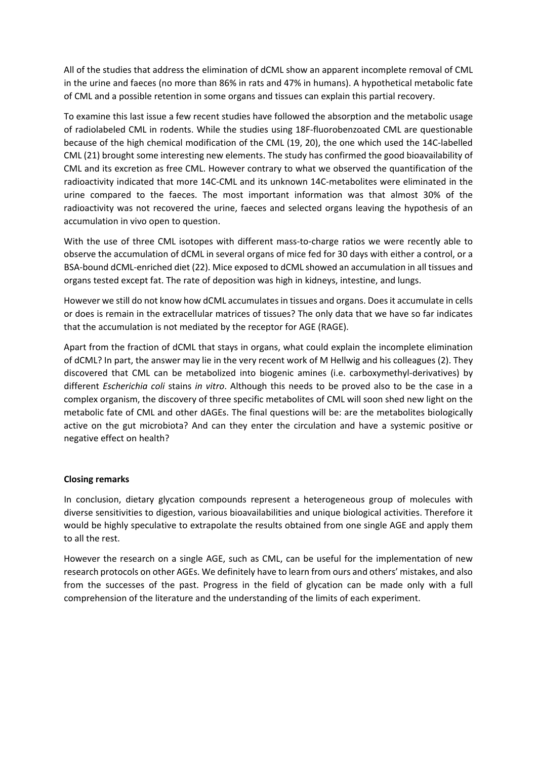All of the studies that address the elimination of dCML show an apparent incomplete removal of CML in the urine and faeces (no more than 86% in rats and 47% in humans). A hypothetical metabolic fate of CML and a possible retention in some organs and tissues can explain this partial recovery.

To examine this last issue a few recent studies have followed the absorption and the metabolic usage of radiolabeled CML in rodents. While the studies using 18F-fluorobenzoated CML are questionable because of the high chemical modification of the CML (19, 20), the one which used the 14C-labelled CML (21) brought some interesting new elements. The study has confirmed the good bioavailability of CML and its excretion as free CML. However contrary to what we observed the quantification of the radioactivity indicated that more 14C-CML and its unknown 14C-metabolites were eliminated in the urine compared to the faeces. The most important information was that almost 30% of the radioactivity was not recovered the urine, faeces and selected organs leaving the hypothesis of an accumulation in vivo open to question.

With the use of three CML isotopes with different mass-to-charge ratios we were recently able to observe the accumulation of dCML in several organs of mice fed for 30 days with either a control, or a BSA-bound dCML-enriched diet (22). Mice exposed to dCML showed an accumulation in all tissues and organs tested except fat. The rate of deposition was high in kidneys, intestine, and lungs.

However we still do not know how dCML accumulates in tissues and organs. Does it accumulate in cells or does is remain in the extracellular matrices of tissues? The only data that we have so far indicates that the accumulation is not mediated by the receptor for AGE (RAGE).

Apart from the fraction of dCML that stays in organs, what could explain the incomplete elimination of dCML? In part, the answer may lie in the very recent work of M Hellwig and his colleagues (2). They discovered that CML can be metabolized into biogenic amines (i.e. carboxymethyl-derivatives) by different *Escherichia coli* stains *in vitro*. Although this needs to be proved also to be the case in a complex organism, the discovery of three specific metabolites of CML will soon shed new light on the metabolic fate of CML and other dAGEs. The final questions will be: are the metabolites biologically active on the gut microbiota? And can they enter the circulation and have a systemic positive or negative effect on health?

**Closing remarks**

In conclusion, dietary glycation compounds represent a heterogeneous group of molecules with diverse sensitivities to digestion, various bioavailabilities and unique biological activities. Therefore it would be highly speculative to extrapolate the results obtained from one single AGE and apply them to all the rest.

However the research on a single AGE, such as CML, can be useful for the implementation of new research protocols on other AGEs. We definitely have to learn from ours and others' mistakes, and also from the successes of the past. Progress in the field of glycation can be made only with a full comprehension of the literature and the understanding of the limits of each experiment.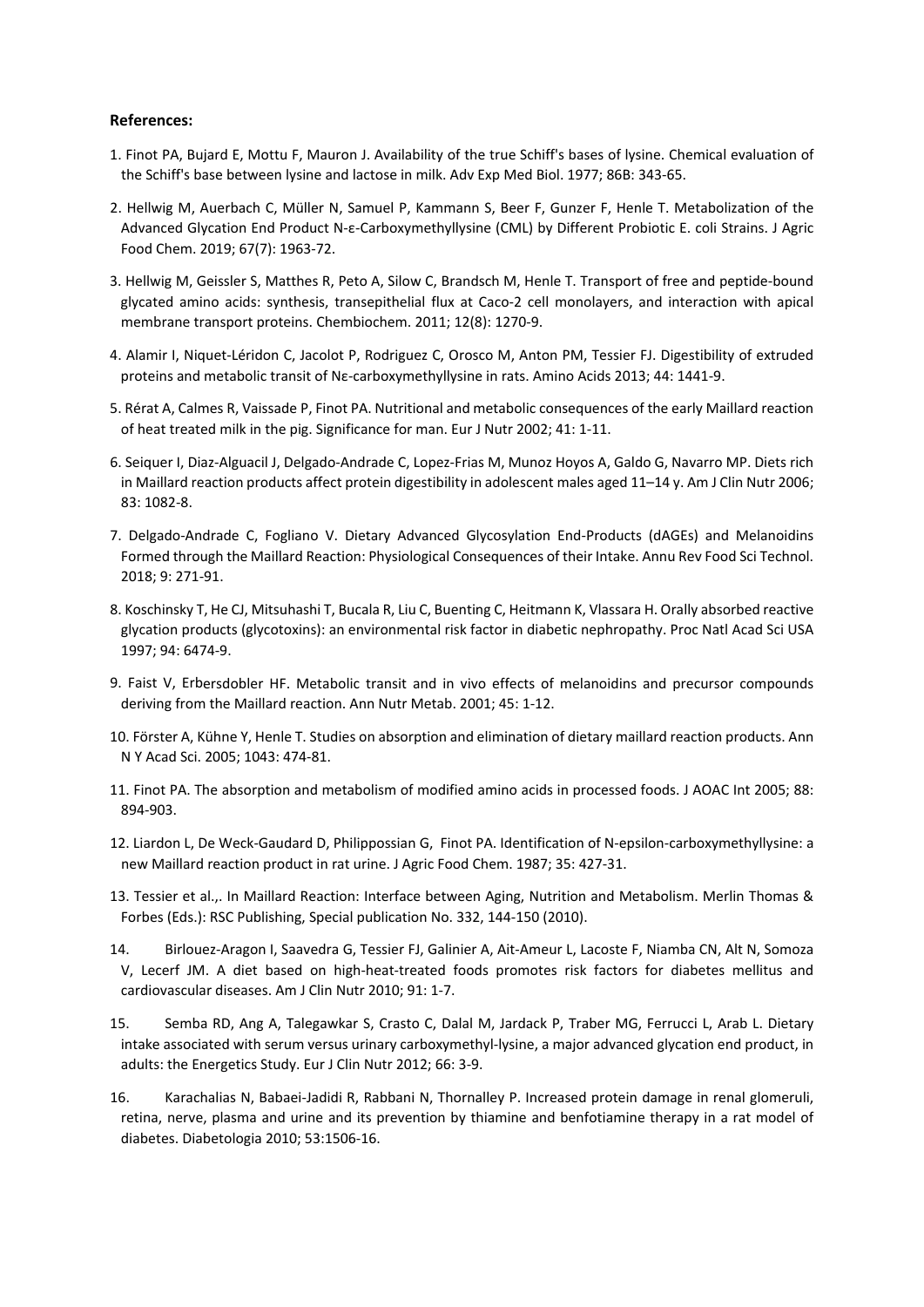**References:**

1. Finot PA, Bujard E, Mottu F, Mauron J. Availability of the true Schiff's bases of lysine. Chemical evaluation of the Schiff's base between lysine and lactose in milk. Adv Exp Med Biol. 1977; 86B: 343-65.

2. Hellwig M, Auerbach C, Müller N, Samuel P, Kammann S, Beer F, Gunzer F, Henle T. Metabolization of the Advanced Glycation End Product N-ε-Carboxymethyllysine (CML) by Different Probiotic E. coli Strains. J Agric Food Chem. 2019; 67(7): 1963-72.

3. Hellwig M, Geissler S, Matthes R, Peto A, Silow C, Brandsch M, Henle T. Transport of free and peptide-bound glycated amino acids: synthesis, transepithelial flux at Caco-2 cell monolayers, and interaction with apical membrane transport proteins. Chembiochem. 2011; 12(8): 1270-9.

4. Alamir I, Niquet-Léridon C, Jacolot P, Rodriguez C, Orosco M, Anton PM, Tessier FJ. Digestibility of extruded proteins and metabolic transit of Nε-carboxymethyllysine in rats. Amino Acids 2013; 44: 1441-9.

5. Rérat A, Calmes R, Vaissade P, Finot PA. Nutritional and metabolic consequences of the early Maillard reaction of heat treated milk in the pig. Significance for man. Eur J Nutr 2002; 41: 1-11.

6. Seiquer I, Diaz-Alguacil J, Delgado-Andrade C, Lopez-Frias M, Munoz Hoyos A, Galdo G, Navarro MP. Diets rich in Maillard reaction products affect protein digestibility in adolescent males aged 11–14 y. Am J Clin Nutr 2006; 83: 1082-8.

7. Delgado-Andrade C, Fogliano V. Dietary Advanced Glycosylation End-Products (dAGEs) and Melanoidins Formed through the Maillard Reaction: Physiological Consequences of their Intake. Annu Rev Food Sci Technol. 2018; 9: 271-91.

8. Koschinsky T, He CJ, Mitsuhashi T, Bucala R, Liu C, Buenting C, Heitmann K, Vlassara H. Orally absorbed reactive glycation products (glycotoxins): an environmental risk factor in diabetic nephropathy. Proc Natl Acad Sci USA 1997; 94: 6474-9.

9. Faist V, Erbersdobler HF. Metabolic transit and in vivo effects of melanoidins and precursor compounds deriving from the Maillard reaction. Ann Nutr Metab. 2001; 45: 1-12.

10. Förster A, Kühne Y, Henle T. Studies on absorption and elimination of dietary maillard reaction products. Ann N Y Acad Sci. 2005; 1043: 474-81.

11. Finot PA. The absorption and metabolism of modified amino acids in processed foods. J AOAC Int 2005; 88: 894-903.

12. Liardon L, De Weck-Gaudard D, Philippossian G, Finot PA. Identification of N-epsilon-carboxymethyllysine: a new Maillard reaction product in rat urine. J Agric Food Chem. 1987; 35: 427-31.

13. Tessier et al.,. In Maillard Reaction: Interface between Aging, Nutrition and Metabolism. Merlin Thomas & Forbes (Eds.): RSC Publishing, Special publication No. 332, 144-150 (2010).

14. Birlouez-Aragon I, Saavedra G, Tessier FJ, Galinier A, Ait-Ameur L, Lacoste F, Niamba CN, Alt N, Somoza V, Lecerf JM. A diet based on high-heat-treated foods promotes risk factors for diabetes mellitus and cardiovascular diseases. Am J Clin Nutr 2010; 91: 1-7.

15. Semba RD, Ang A, Talegawkar S, Crasto C, Dalal M, Jardack P, Traber MG, Ferrucci L, Arab L. Dietary intake associated with serum versus urinary carboxymethyl-lysine, a major advanced glycation end product, in adults: the Energetics Study. Eur J Clin Nutr 2012; 66: 3-9.

16. Karachalias N, Babaei-Jadidi R, Rabbani N, Thornalley P. Increased protein damage in renal glomeruli, retina, nerve, plasma and urine and its prevention by thiamine and benfotiamine therapy in a rat model of diabetes. Diabetologia 2010; 53:1506-16.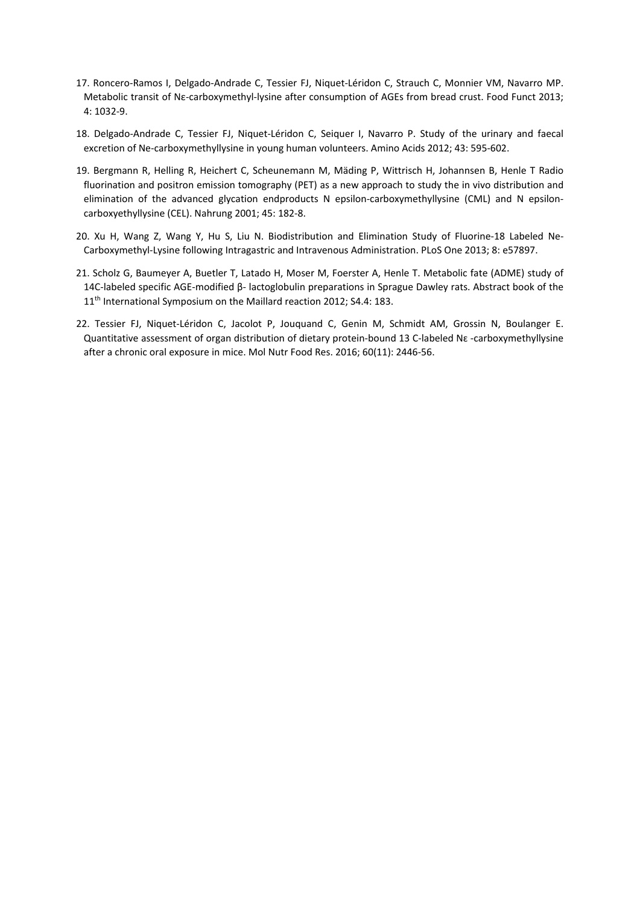17. Roncero-Ramos I, Delgado-Andrade C, Tessier FJ, Niquet-Léridon C, Strauch C, Monnier VM, Navarro MP. Metabolic transit of Nε-carboxymethyl-lysine after consumption of AGEs from bread crust. Food Funct 2013; 4: 1032-9.

18. Delgado-Andrade C, Tessier FJ, Niquet-Léridon C, Seiquer I, Navarro P. Study of the urinary and faecal excretion of Ne-carboxymethyllysine in young human volunteers. Amino Acids 2012; 43: 595-602.

19. Bergmann R, Helling R, Heichert C, Scheunemann M, Mäding P, Wittrisch H, Johannsen B, Henle T Radio fluorination and positron emission tomography (PET) as a new approach to study the in vivo distribution and elimination of the advanced glycation endproducts N epsilon-carboxymethyllysine (CML) and N epsilon-carboxyethyllysine (CEL). Nahrung 2001; 45: 182-8.

20. Xu H, Wang Z, Wang Y, Hu S, Liu N. Biodistribution and Elimination Study of Fluorine-18 Labeled Ne-Carboxymethyl-Lysine following Intragastric and Intravenous Administration. PLoS One 2013; 8: e57897.

21. Scholz G, Baumeyer A, Buetler T, Latado H, Moser M, Foerster A, Henle T. Metabolic fate (ADME) study of 14C-labeled specific AGE-modified β- lactoglobulin preparations in Sprague Dawley rats. Abstract book of the 11th International Symposium on the Maillard reaction 2012; S4.4: 183.

22. Tessier FJ, Niquet-Léridon C, Jacolot P, Jouquand C, Genin M, Schmidt AM, Grossin N, Boulanger E. Quantitative assessment of organ distribution of dietary protein-bound 13 C-labeled Nε -carboxymethyllysine after a chronic oral exposure in mice. Mol Nutr Food Res. 2016; 60(11): 2446-56.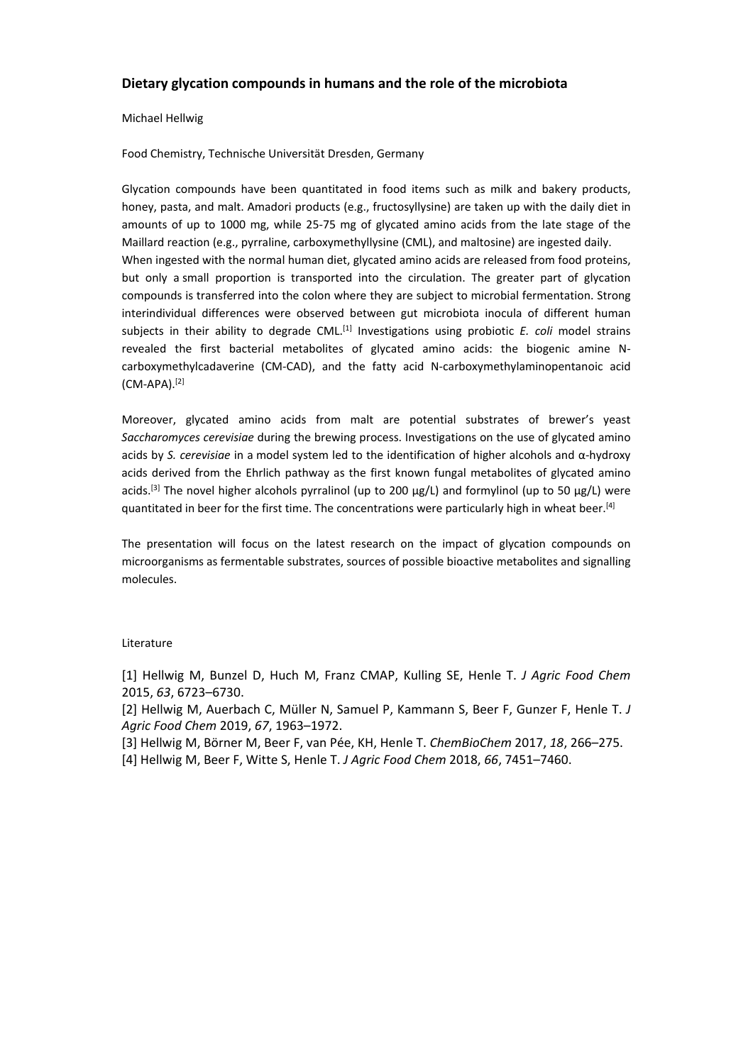## Dietary glycation compounds in humans and the role of the microbiota

Michael Hellwig

Food Chemistry, Technische Universität Dresden, Germany

Glycation compounds have been quantitated in food items such as milk and bakery products, honey, pasta, and malt. Amadori products (e.g., fructosyllysine) are taken up with the daily diet in amounts of up to 1000 mg, while 25-75 mg of glycated amino acids from the late stage of the Maillard reaction (e.g., pyrraline, carboxymethyllysine (CML), and maltosine) are ingested daily. When ingested with the normal human diet, glycated amino acids are released from food proteins, but only a small proportion is transported into the circulation. The greater part of glycation compounds is transferred into the colon where they are subject to microbial fermentation. Strong interindividual differences were observed between gut microbiota inocula of different human subjects in their ability to degrade CML.[1] Investigations using probiotic *E. coli* model strains revealed the first bacterial metabolites of glycated amino acids: the biogenic amine N-carboxymethylcadaverine (CM-CAD), and the fatty acid N-carboxymethylaminopentanoic acid (CM-APA).[2]

Moreover, glycated amino acids from malt are potential substrates of brewer's yeast *Saccharomyces cerevisiae* during the brewing process. Investigations on the use of glycated amino acids by *S. cerevisiae* in a model system led to the identification of higher alcohols and α-hydroxy acids derived from the Ehrlich pathway as the first known fungal metabolites of glycated amino acids.[3] The novel higher alcohols pyrralinol (up to 200 μg/L) and formylinol (up to 50 μg/L) were quantitated in beer for the first time. The concentrations were particularly high in wheat beer.[4]

The presentation will focus on the latest research on the impact of glycation compounds on microorganisms as fermentable substrates, sources of possible bioactive metabolites and signalling molecules.

Literature

[1] Hellwig M, Bunzel D, Huch M, Franz CMAP, Kulling SE, Henle T. *J Agric Food Chem* 2015, *63*, 6723–6730.
[2] Hellwig M, Auerbach C, Müller N, Samuel P, Kammann S, Beer F, Gunzer F, Henle T. *J Agric Food Chem* 2019, *67*, 1963–1972.
[3] Hellwig M, Börner M, Beer F, van Pée, KH, Henle T. *ChemBioChem* 2017, *18*, 266–275.
[4] Hellwig M, Beer F, Witte S, Henle T. *J Agric Food Chem* 2018, *66*, 7451–7460.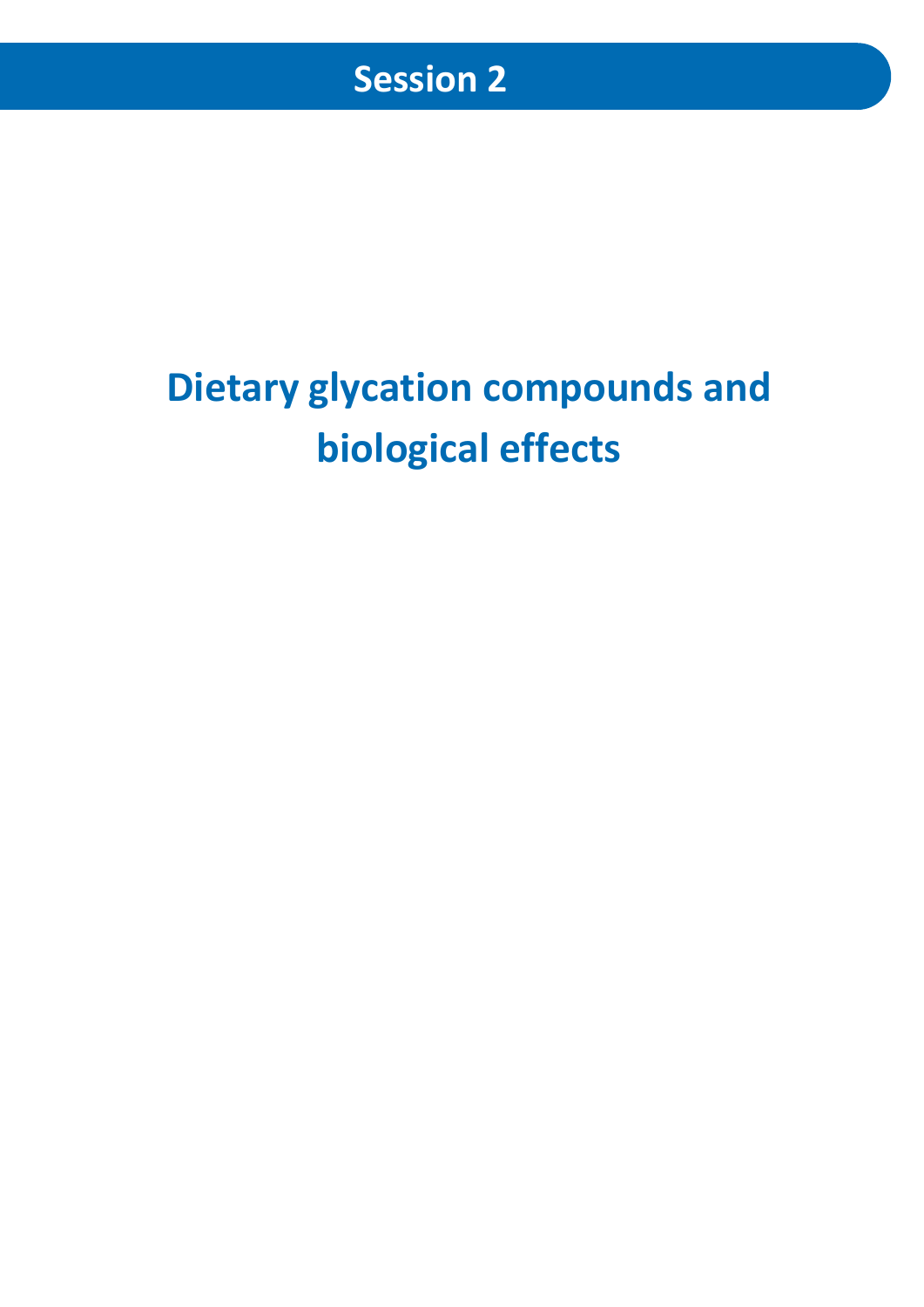# Session 2

## Dietary glycation compounds and biological effects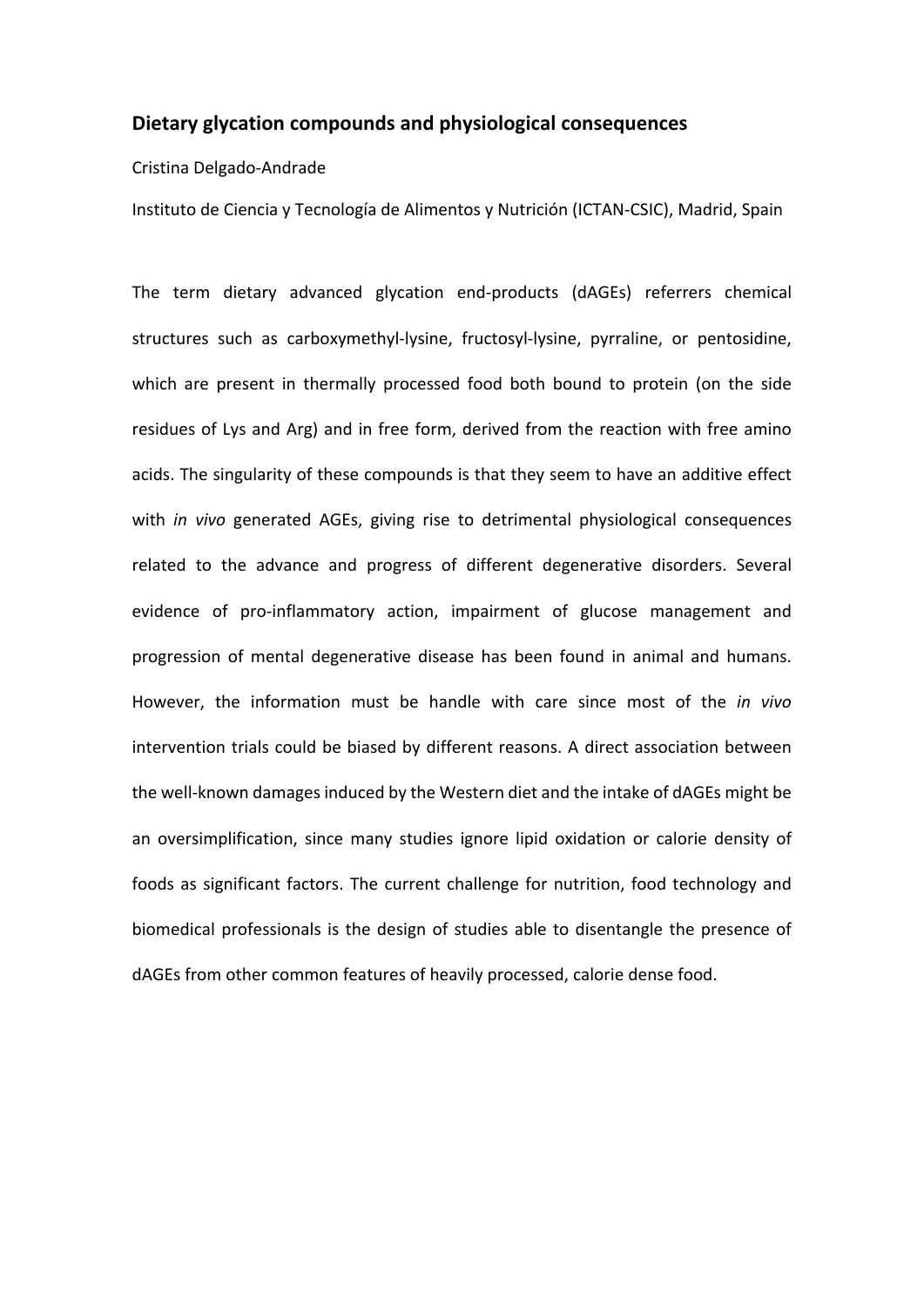### Dietary glycation compounds and physiological consequences

Cristina Delgado-Andrade

Instituto de Ciencia y Tecnología de Alimentos y Nutrición (ICTAN-CSIC), Madrid, Spain

The term dietary advanced glycation end-products (dAGEs) referrers chemical structures such as carboxymethyl-lysine, fructosyl-lysine, pyrraline, or pentosidine, which are present in thermally processed food both bound to protein (on the side residues of Lys and Arg) and in free form, derived from the reaction with free amino acids. The singularity of these compounds is that they seem to have an additive effect with *in vivo* generated AGEs, giving rise to detrimental physiological consequences related to the advance and progress of different degenerative disorders. Several evidence of pro-inflammatory action, impairment of glucose management and progression of mental degenerative disease has been found in animal and humans. However, the information must be handle with care since most of the *in vivo* intervention trials could be biased by different reasons. A direct association between the well-known damages induced by the Western diet and the intake of dAGEs might be an oversimplification, since many studies ignore lipid oxidation or calorie density of foods as significant factors. The current challenge for nutrition, food technology and biomedical professionals is the design of studies able to disentangle the presence of dAGEs from other common features of heavily processed, calorie dense food.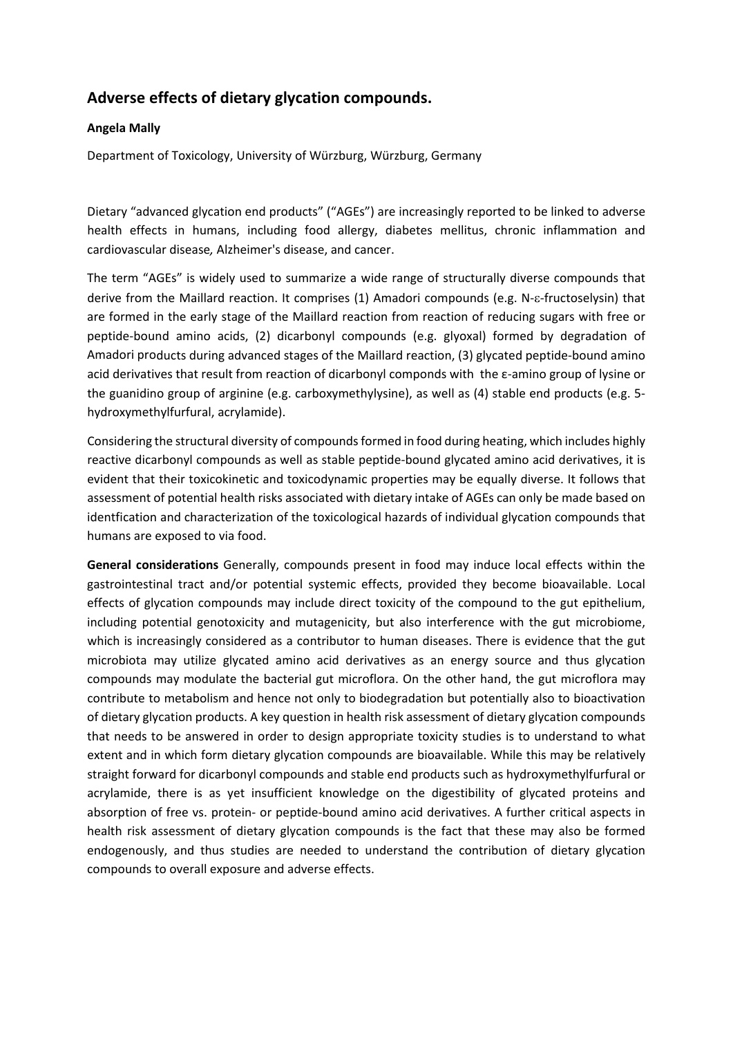## Adverse effects of dietary glycation compounds.

**Angela Mally**

Department of Toxicology, University of Würzburg, Würzburg, Germany

Dietary "advanced glycation end products" ("AGEs") are increasingly reported to be linked to adverse health effects in humans, including food allergy, diabetes mellitus, chronic inflammation and cardiovascular disease*,* Alzheimer's disease, and cancer.

The term "AGEs" is widely used to summarize a wide range of structurally diverse compounds that derive from the Maillard reaction. It comprises (1) Amadori compounds (e.g. N-ε-fructoselysin) that are formed in the early stage of the Maillard reaction from reaction of reducing sugars with free or peptide-bound amino acids, (2) dicarbonyl compounds (e.g. glyoxal) formed by degradation of Amadori products during advanced stages of the Maillard reaction, (3) glycated peptide-bound amino acid derivatives that result from reaction of dicarbonyl componds with the ε-amino group of lysine or the guanidino group of arginine (e.g. carboxymethylysine), as well as (4) stable end products (e.g. 5-hydroxymethylfurfural, acrylamide).

Considering the structural diversity of compounds formed in food during heating, which includes highly reactive dicarbonyl compounds as well as stable peptide-bound glycated amino acid derivatives, it is evident that their toxicokinetic and toxicodynamic properties may be equally diverse. It follows that assessment of potential health risks associated with dietary intake of AGEs can only be made based on identfication and characterization of the toxicological hazards of individual glycation compounds that humans are exposed to via food.

**General considerations** Generally, compounds present in food may induce local effects within the gastrointestinal tract and/or potential systemic effects, provided they become bioavailable. Local effects of glycation compounds may include direct toxicity of the compound to the gut epithelium, including potential genotoxicity and mutagenicity, but also interference with the gut microbiome, which is increasingly considered as a contributor to human diseases. There is evidence that the gut microbiota may utilize glycated amino acid derivatives as an energy source and thus glycation compounds may modulate the bacterial gut microflora. On the other hand, the gut microflora may contribute to metabolism and hence not only to biodegradation but potentially also to bioactivation of dietary glycation products. A key question in health risk assessment of dietary glycation compounds that needs to be answered in order to design appropriate toxicity studies is to understand to what extent and in which form dietary glycation compounds are bioavailable. While this may be relatively straight forward for dicarbonyl compounds and stable end products such as hydroxymethylfurfural or acrylamide, there is as yet insufficient knowledge on the digestibility of glycated proteins and absorption of free vs. protein- or peptide-bound amino acid derivatives. A further critical aspects in health risk assessment of dietary glycation compounds is the fact that these may also be formed endogenously, and thus studies are needed to understand the contribution of dietary glycation compounds to overall exposure and adverse effects.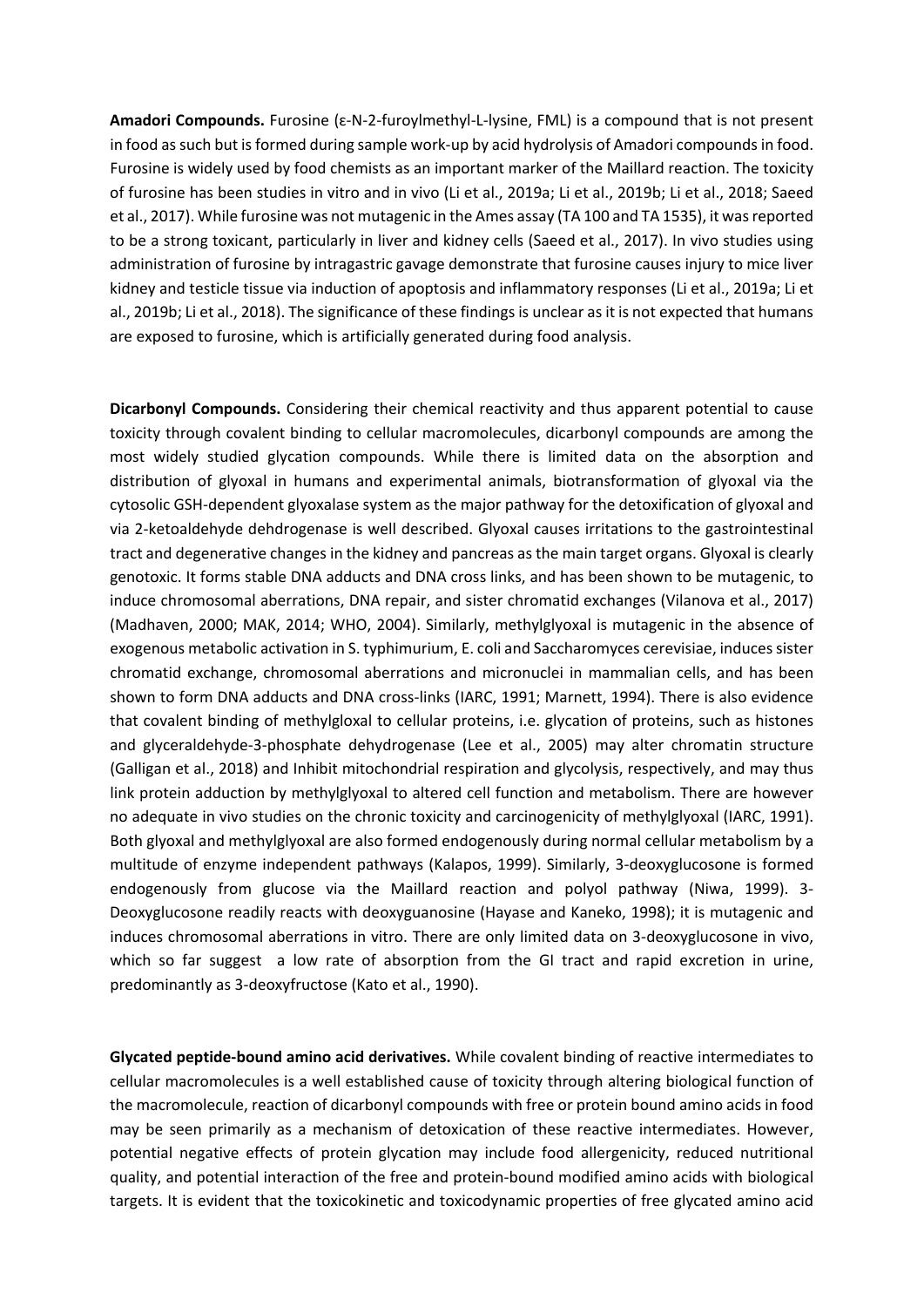**Amadori Compounds.** Furosine (ε-N-2-furoylmethyl-L-lysine, FML) is a compound that is not present in food as such but is formed during sample work-up by acid hydrolysis of Amadori compounds in food. Furosine is widely used by food chemists as an important marker of the Maillard reaction. The toxicity of furosine has been studies in vitro and in vivo (Li et al., 2019a; Li et al., 2019b; Li et al., 2018; Saeed et al., 2017). While furosine was not mutagenic in the Ames assay (TA 100 and TA 1535), it was reported to be a strong toxicant, particularly in liver and kidney cells (Saeed et al., 2017). In vivo studies using administration of furosine by intragastric gavage demonstrate that furosine causes injury to mice liver kidney and testicle tissue via induction of apoptosis and inflammatory responses (Li et al., 2019a; Li et al., 2019b; Li et al., 2018). The significance of these findings is unclear as it is not expected that humans are exposed to furosine, which is artificially generated during food analysis.

**Dicarbonyl Compounds.** Considering their chemical reactivity and thus apparent potential to cause toxicity through covalent binding to cellular macromolecules, dicarbonyl compounds are among the most widely studied glycation compounds. While there is limited data on the absorption and distribution of glyoxal in humans and experimental animals, biotransformation of glyoxal via the cytosolic GSH-dependent glyoxalase system as the major pathway for the detoxification of glyoxal and via 2-ketoaldehyde dehdrogenase is well described. Glyoxal causes irritations to the gastrointestinal tract and degenerative changes in the kidney and pancreas as the main target organs. Glyoxal is clearly genotoxic. It forms stable DNA adducts and DNA cross links, and has been shown to be mutagenic, to induce chromosomal aberrations, DNA repair, and sister chromatid exchanges (Vilanova et al., 2017) (Madhaven, 2000; MAK, 2014; WHO, 2004). Similarly, methylglyoxal is mutagenic in the absence of exogenous metabolic activation in S. typhimurium, E. coli and Saccharomyces cerevisiae, induces sister chromatid exchange, chromosomal aberrations and micronuclei in mammalian cells, and has been shown to form DNA adducts and DNA cross-links (IARC, 1991; Marnett, 1994). There is also evidence that covalent binding of methylgloxal to cellular proteins, i.e. glycation of proteins, such as histones and glyceraldehyde-3-phosphate dehydrogenase (Lee et al., 2005) may alter chromatin structure (Galligan et al., 2018) and Inhibit mitochondrial respiration and glycolysis, respectively, and may thus link protein adduction by methylglyoxal to altered cell function and metabolism. There are however no adequate in vivo studies on the chronic toxicity and carcinogenicity of methylglyoxal (IARC, 1991). Both glyoxal and methylglyoxal are also formed endogenously during normal cellular metabolism by a multitude of enzyme independent pathways (Kalapos, 1999). Similarly, 3-deoxyglucosone is formed endogenously from glucose via the Maillard reaction and polyol pathway (Niwa, 1999). 3-Deoxyglucosone readily reacts with deoxyguanosine (Hayase and Kaneko, 1998); it is mutagenic and induces chromosomal aberrations in vitro. There are only limited data on 3-deoxyglucosone in vivo, which so far suggest a low rate of absorption from the GI tract and rapid excretion in urine, predominantly as 3-deoxyfructose (Kato et al., 1990).

**Glycated peptide-bound amino acid derivatives.** While covalent binding of reactive intermediates to cellular macromolecules is a well established cause of toxicity through altering biological function of the macromolecule, reaction of dicarbonyl compounds with free or protein bound amino acids in food may be seen primarily as a mechanism of detoxication of these reactive intermediates. However, potential negative effects of protein glycation may include food allergenicity, reduced nutritional quality, and potential interaction of the free and protein-bound modified amino acids with biological targets. It is evident that the toxicokinetic and toxicodynamic properties of free glycated amino acid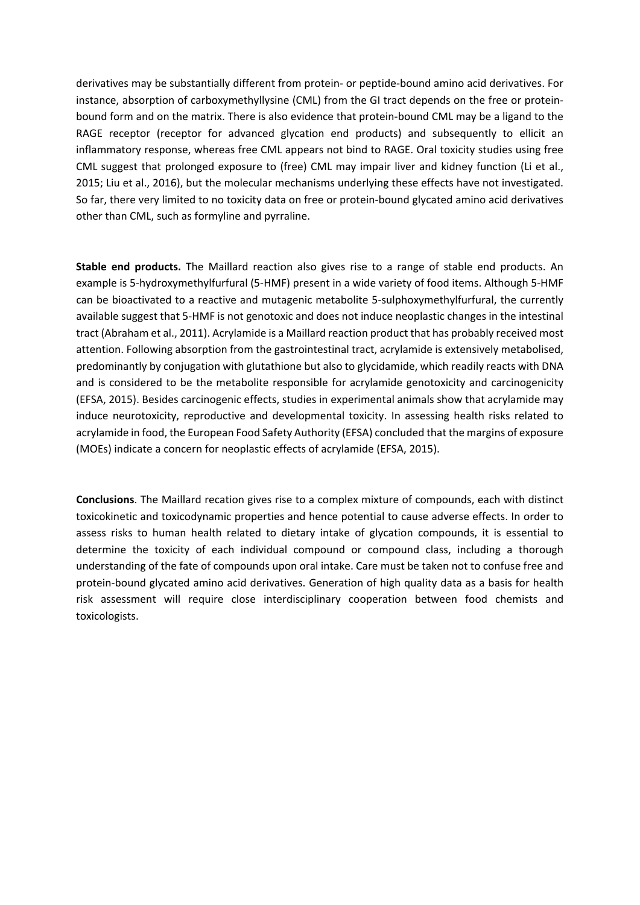derivatives may be substantially different from protein- or peptide-bound amino acid derivatives. For instance, absorption of carboxymethyllysine (CML) from the GI tract depends on the free or protein-bound form and on the matrix. There is also evidence that protein-bound CML may be a ligand to the RAGE receptor (receptor for advanced glycation end products) and subsequently to ellicit an inflammatory response, whereas free CML appears not bind to RAGE. Oral toxicity studies using free CML suggest that prolonged exposure to (free) CML may impair liver and kidney function (Li et al., 2015; Liu et al., 2016), but the molecular mechanisms underlying these effects have not investigated. So far, there very limited to no toxicity data on free or protein-bound glycated amino acid derivatives other than CML, such as formyline and pyrraline.

**Stable end products.** The Maillard reaction also gives rise to a range of stable end products. An example is 5-hydroxymethylfurfural (5-HMF) present in a wide variety of food items. Although 5-HMF can be bioactivated to a reactive and mutagenic metabolite 5-sulphoxymethylfurfural, the currently available suggest that 5-HMF is not genotoxic and does not induce neoplastic changes in the intestinal tract (Abraham et al., 2011). Acrylamide is a Maillard reaction product that has probably received most attention. Following absorption from the gastrointestinal tract, acrylamide is extensively metabolised, predominantly by conjugation with glutathione but also to glycidamide, which readily reacts with DNA and is considered to be the metabolite responsible for acrylamide genotoxicity and carcinogenicity (EFSA, 2015). Besides carcinogenic effects, studies in experimental animals show that acrylamide may induce neurotoxicity, reproductive and developmental toxicity. In assessing health risks related to acrylamide in food, the European Food Safety Authority (EFSA) concluded that the margins of exposure (MOEs) indicate a concern for neoplastic effects of acrylamide (EFSA, 2015).

**Conclusions**. The Maillard recation gives rise to a complex mixture of compounds, each with distinct toxicokinetic and toxicodynamic properties and hence potential to cause adverse effects. In order to assess risks to human health related to dietary intake of glycation compounds, it is essential to determine the toxicity of each individual compound or compound class, including a thorough understanding of the fate of compounds upon oral intake. Care must be taken not to confuse free and protein-bound glycated amino acid derivatives. Generation of high quality data as a basis for health risk assessment will require close interdisciplinary cooperation between food chemists and toxicologists.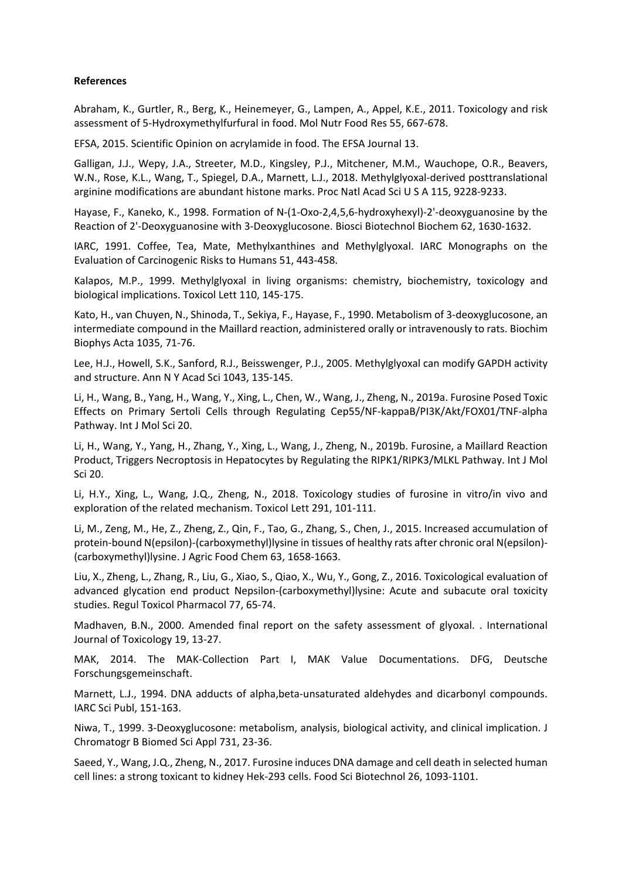**References**

Abraham, K., Gurtler, R., Berg, K., Heinemeyer, G., Lampen, A., Appel, K.E., 2011. Toxicology and risk assessment of 5-Hydroxymethylfurfural in food. Mol Nutr Food Res 55, 667-678.

EFSA, 2015. Scientific Opinion on acrylamide in food. The EFSA Journal 13.

Galligan, J.J., Wepy, J.A., Streeter, M.D., Kingsley, P.J., Mitchener, M.M., Wauchope, O.R., Beavers, W.N., Rose, K.L., Wang, T., Spiegel, D.A., Marnett, L.J., 2018. Methylglyoxal-derived posttranslational arginine modifications are abundant histone marks. Proc Natl Acad Sci U S A 115, 9228-9233.

Hayase, F., Kaneko, K., 1998. Formation of N-(1-Oxo-2,4,5,6-hydroxyhexyl)-2'-deoxyguanosine by the Reaction of 2'-Deoxyguanosine with 3-Deoxyglucosone. Biosci Biotechnol Biochem 62, 1630-1632.

IARC, 1991. Coffee, Tea, Mate, Methylxanthines and Methylglyoxal. IARC Monographs on the Evaluation of Carcinogenic Risks to Humans 51, 443-458.

Kalapos, M.P., 1999. Methylglyoxal in living organisms: chemistry, biochemistry, toxicology and biological implications. Toxicol Lett 110, 145-175.

Kato, H., van Chuyen, N., Shinoda, T., Sekiya, F., Hayase, F., 1990. Metabolism of 3-deoxyglucosone, an intermediate compound in the Maillard reaction, administered orally or intravenously to rats. Biochim Biophys Acta 1035, 71-76.

Lee, H.J., Howell, S.K., Sanford, R.J., Beisswenger, P.J., 2005. Methylglyoxal can modify GAPDH activity and structure. Ann N Y Acad Sci 1043, 135-145.

Li, H., Wang, B., Yang, H., Wang, Y., Xing, L., Chen, W., Wang, J., Zheng, N., 2019a. Furosine Posed Toxic Effects on Primary Sertoli Cells through Regulating Cep55/NF-kappaB/PI3K/Akt/FOX01/TNF-alpha Pathway. Int J Mol Sci 20.

Li, H., Wang, Y., Yang, H., Zhang, Y., Xing, L., Wang, J., Zheng, N., 2019b. Furosine, a Maillard Reaction Product, Triggers Necroptosis in Hepatocytes by Regulating the RIPK1/RIPK3/MLKL Pathway. Int J Mol Sci 20.

Li, H.Y., Xing, L., Wang, J.Q., Zheng, N., 2018. Toxicology studies of furosine in vitro/in vivo and exploration of the related mechanism. Toxicol Lett 291, 101-111.

Li, M., Zeng, M., He, Z., Zheng, Z., Qin, F., Tao, G., Zhang, S., Chen, J., 2015. Increased accumulation of protein-bound N(epsilon)-(carboxymethyl)lysine in tissues of healthy rats after chronic oral N(epsilon)-(carboxymethyl)lysine. J Agric Food Chem 63, 1658-1663.

Liu, X., Zheng, L., Zhang, R., Liu, G., Xiao, S., Qiao, X., Wu, Y., Gong, Z., 2016. Toxicological evaluation of advanced glycation end product Nepsilon-(carboxymethyl)lysine: Acute and subacute oral toxicity studies. Regul Toxicol Pharmacol 77, 65-74.

Madhaven, B.N., 2000. Amended final report on the safety assessment of glyoxal. . International Journal of Toxicology 19, 13-27.

MAK, 2014. The MAK-Collection Part I, MAK Value Documentations. DFG, Deutsche Forschungsgemeinschaft.

Marnett, L.J., 1994. DNA adducts of alpha,beta-unsaturated aldehydes and dicarbonyl compounds. IARC Sci Publ, 151-163.

Niwa, T., 1999. 3-Deoxyglucosone: metabolism, analysis, biological activity, and clinical implication. J Chromatogr B Biomed Sci Appl 731, 23-36.

Saeed, Y., Wang, J.Q., Zheng, N., 2017. Furosine induces DNA damage and cell death in selected human cell lines: a strong toxicant to kidney Hek-293 cells. Food Sci Biotechnol 26, 1093-1101.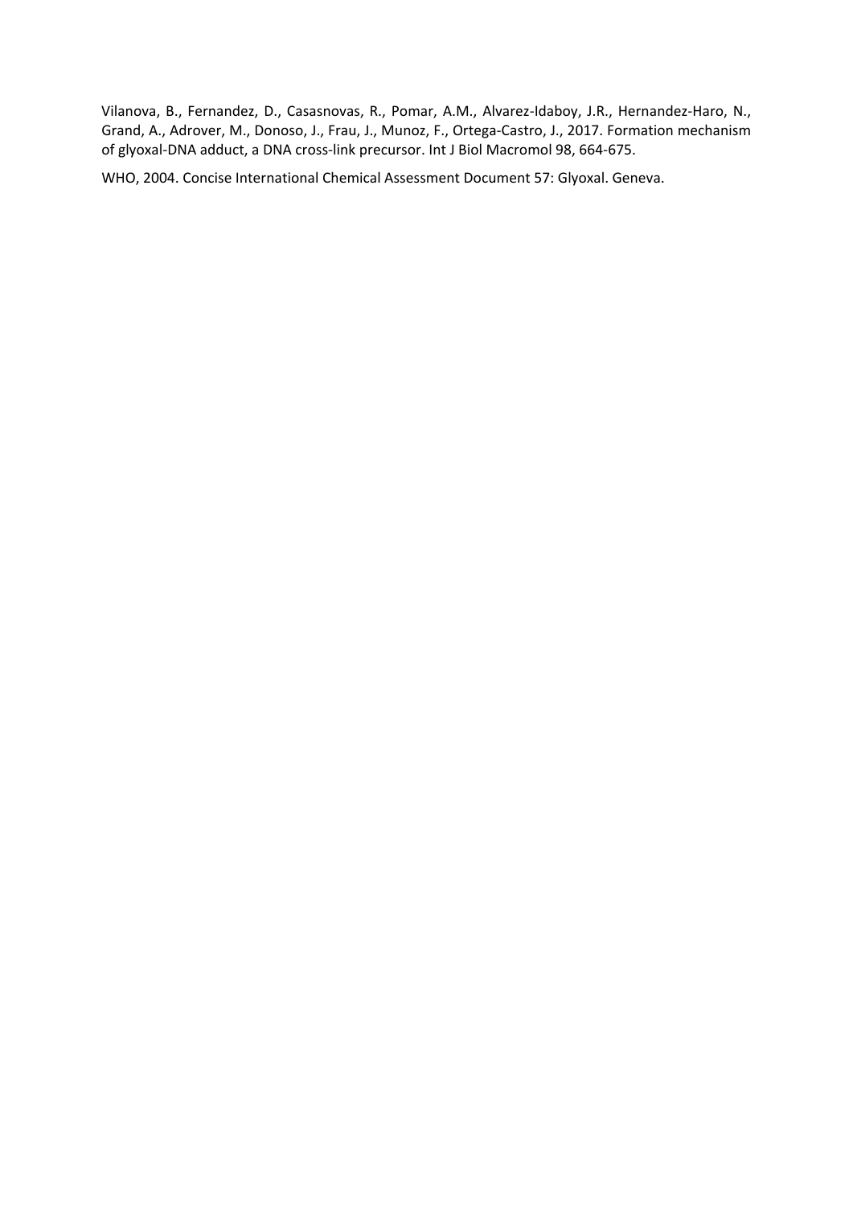Vilanova, B., Fernandez, D., Casasnovas, R., Pomar, A.M., Alvarez-Idaboy, J.R., Hernandez-Haro, N., Grand, A., Adrover, M., Donoso, J., Frau, J., Munoz, F., Ortega-Castro, J., 2017. Formation mechanism of glyoxal-DNA adduct, a DNA cross-link precursor. Int J Biol Macromol 98, 664-675.

WHO, 2004. Concise International Chemical Assessment Document 57: Glyoxal. Geneva.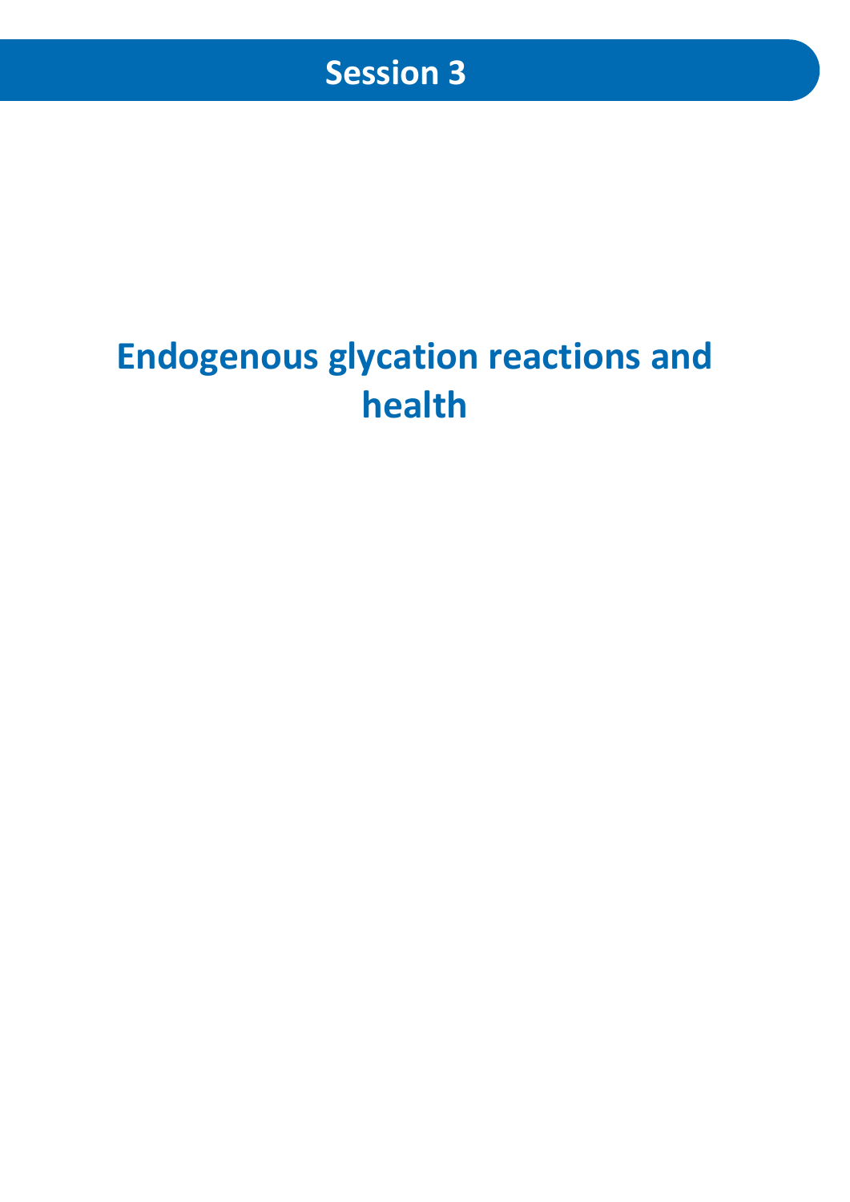## Session 3

# Endogenous glycation reactions and health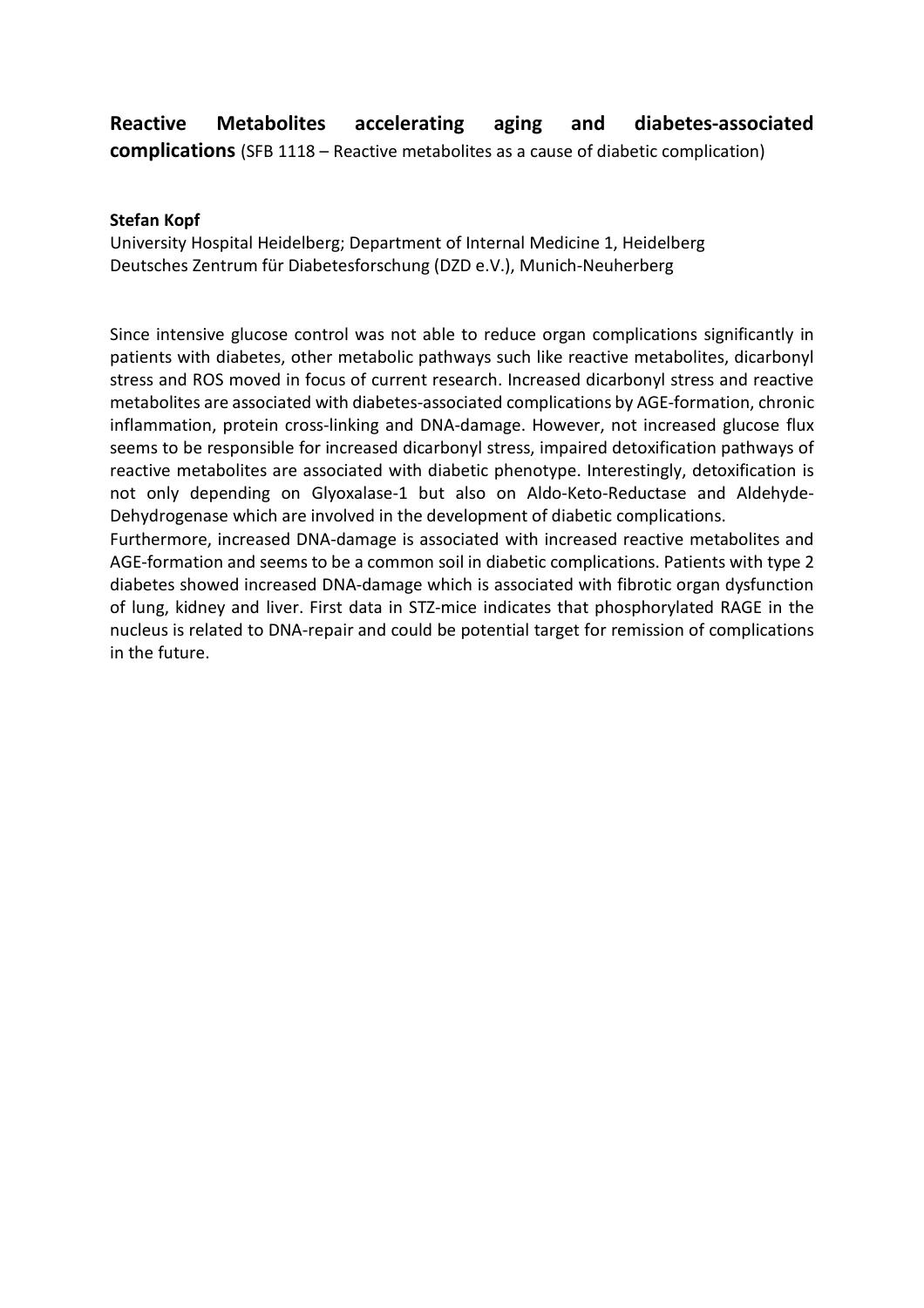## Reactive Metabolites accelerating aging and diabetes-associated complications (SFB 1118 – Reactive metabolites as a cause of diabetic complication)

**Stefan Kopf**
University Hospital Heidelberg; Department of Internal Medicine 1, Heidelberg
Deutsches Zentrum für Diabetesforschung (DZD e.V.), Munich-Neuherberg

Since intensive glucose control was not able to reduce organ complications significantly in patients with diabetes, other metabolic pathways such like reactive metabolites, dicarbonyl stress and ROS moved in focus of current research. Increased dicarbonyl stress and reactive metabolites are associated with diabetes-associated complications by AGE-formation, chronic inflammation, protein cross-linking and DNA-damage. However, not increased glucose flux seems to be responsible for increased dicarbonyl stress, impaired detoxification pathways of reactive metabolites are associated with diabetic phenotype. Interestingly, detoxification is not only depending on Glyoxalase-1 but also on Aldo-Keto-Reductase and Aldehyde-Dehydrogenase which are involved in the development of diabetic complications.
Furthermore, increased DNA-damage is associated with increased reactive metabolites and AGE-formation and seems to be a common soil in diabetic complications. Patients with type 2 diabetes showed increased DNA-damage which is associated with fibrotic organ dysfunction of lung, kidney and liver. First data in STZ-mice indicates that phosphorylated RAGE in the nucleus is related to DNA-repair and could be potential target for remission of complications in the future.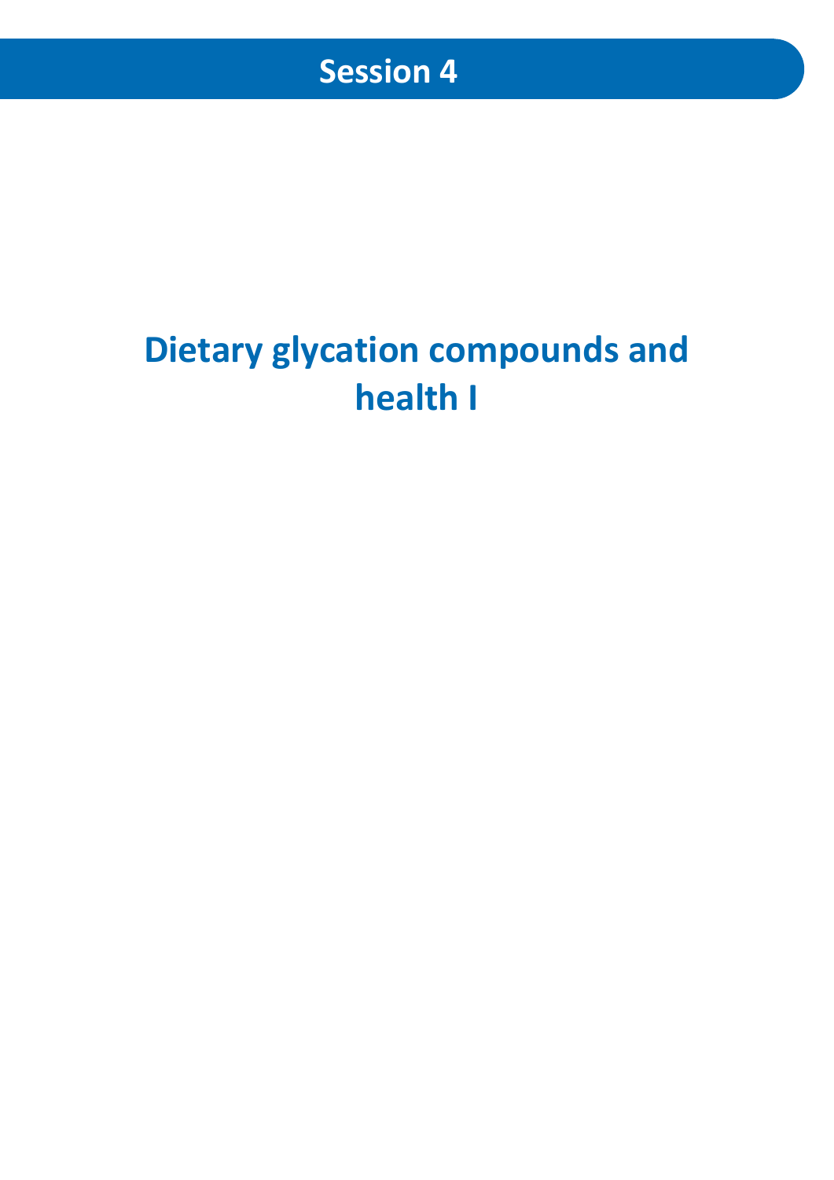# Session 4

## Dietary glycation compounds and health I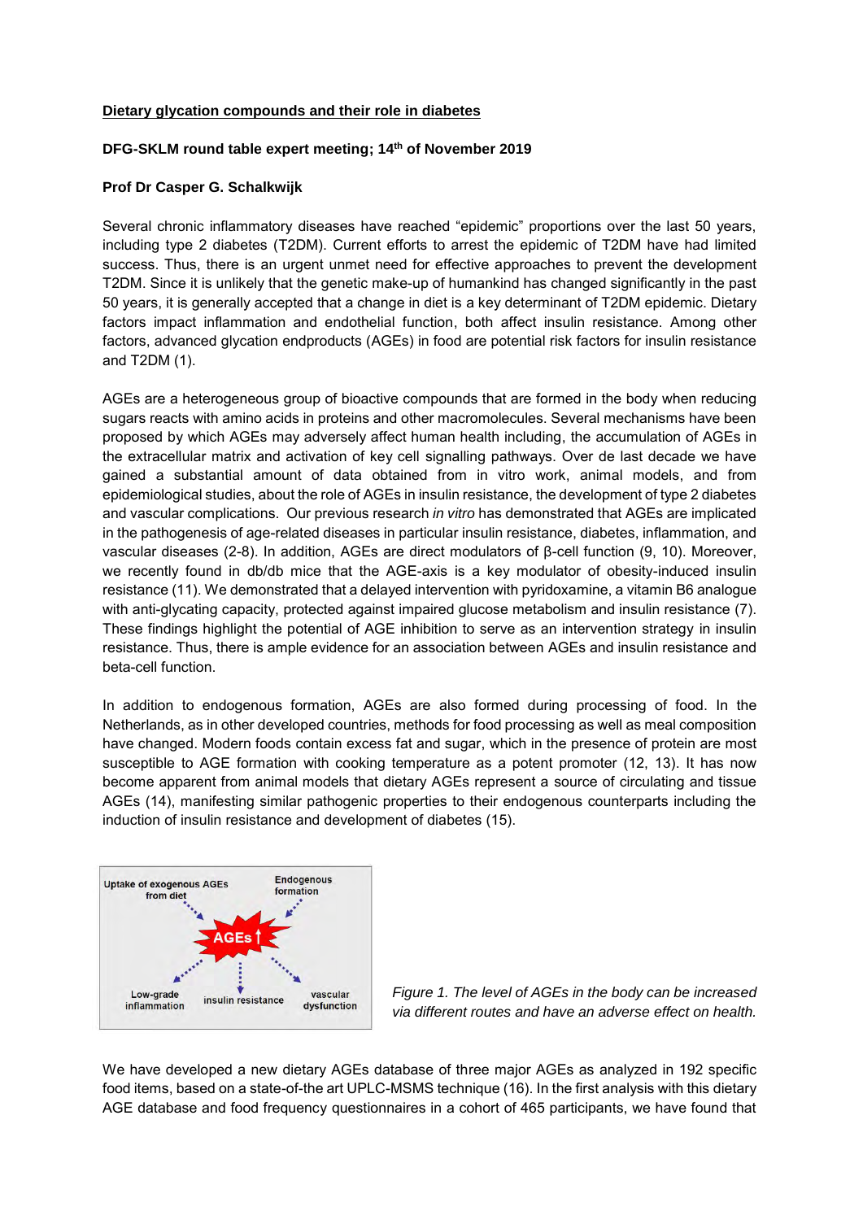**Dietary glycation compounds and their role in diabetes**

**DFG-SKLM round table expert meeting; 14th of November 2019**

**Prof Dr Casper G. Schalkwijk**

Several chronic inflammatory diseases have reached "epidemic" proportions over the last 50 years, including type 2 diabetes (T2DM). Current efforts to arrest the epidemic of T2DM have had limited success. Thus, there is an urgent unmet need for effective approaches to prevent the development T2DM. Since it is unlikely that the genetic make-up of humankind has changed significantly in the past 50 years, it is generally accepted that a change in diet is a key determinant of T2DM epidemic. Dietary factors impact inflammation and endothelial function, both affect insulin resistance. Among other factors, advanced glycation endproducts (AGEs) in food are potential risk factors for insulin resistance and T2DM (1).

AGEs are a heterogeneous group of bioactive compounds that are formed in the body when reducing sugars reacts with amino acids in proteins and other macromolecules. Several mechanisms have been proposed by which AGEs may adversely affect human health including, the accumulation of AGEs in the extracellular matrix and activation of key cell signalling pathways. Over de last decade we have gained a substantial amount of data obtained from in vitro work, animal models, and from epidemiological studies, about the role of AGEs in insulin resistance, the development of type 2 diabetes and vascular complications. Our previous research *in vitro* has demonstrated that AGEs are implicated in the pathogenesis of age-related diseases in particular insulin resistance, diabetes, inflammation, and vascular diseases (2-8). In addition, AGEs are direct modulators of β-cell function (9, 10). Moreover, we recently found in db/db mice that the AGE-axis is a key modulator of obesity-induced insulin resistance (11). We demonstrated that a delayed intervention with pyridoxamine, a vitamin B6 analogue with anti-glycating capacity, protected against impaired glucose metabolism and insulin resistance (7). These findings highlight the potential of AGE inhibition to serve as an intervention strategy in insulin resistance. Thus, there is ample evidence for an association between AGEs and insulin resistance and beta-cell function.

In addition to endogenous formation, AGEs are also formed during processing of food. In the Netherlands, as in other developed countries, methods for food processing as well as meal composition have changed. Modern foods contain excess fat and sugar, which in the presence of protein are most susceptible to AGE formation with cooking temperature as a potent promoter (12, 13). It has now become apparent from animal models that dietary AGEs represent a source of circulating and tissue AGEs (14), manifesting similar pathogenic properties to their endogenous counterparts including the induction of insulin resistance and development of diabetes (15).

*Figure 1. The level of AGEs in the body can be increased via different routes and have an adverse effect on health.*

We have developed a new dietary AGEs database of three major AGEs as analyzed in 192 specific food items, based on a state-of-the art UPLC-MSMS technique (16). In the first analysis with this dietary AGE database and food frequency questionnaires in a cohort of 465 participants, we have found that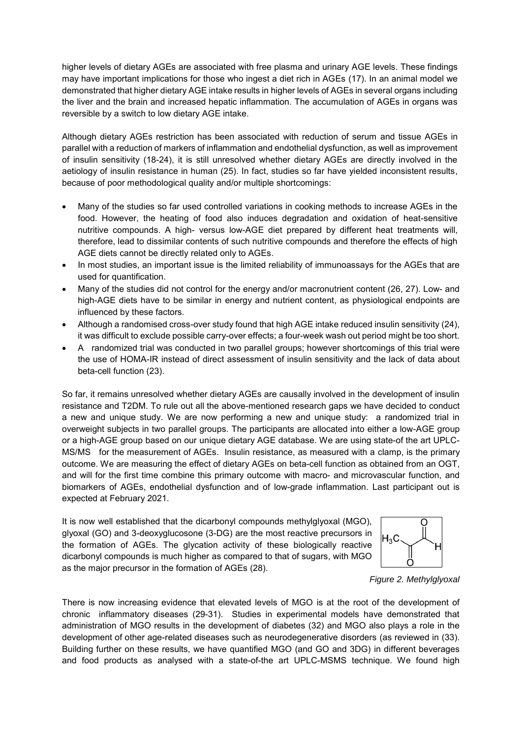higher levels of dietary AGEs are associated with free plasma and urinary AGE levels. These findings may have important implications for those who ingest a diet rich in AGEs (17). In an animal model we demonstrated that higher dietary AGE intake results in higher levels of AGEs in several organs including the liver and the brain and increased hepatic inflammation. The accumulation of AGEs in organs was reversible by a switch to low dietary AGE intake.

Although dietary AGEs restriction has been associated with reduction of serum and tissue AGEs in parallel with a reduction of markers of inflammation and endothelial dysfunction, as well as improvement of insulin sensitivity (18-24), it is still unresolved whether dietary AGEs are directly involved in the aetiology of insulin resistance in human (25). In fact, studies so far have yielded inconsistent results, because of poor methodological quality and/or multiple shortcomings:

- Many of the studies so far used controlled variations in cooking methods to increase AGEs in the food. However, the heating of food also induces degradation and oxidation of heat-sensitive nutritive compounds. A high- versus low-AGE diet prepared by different heat treatments will, therefore, lead to dissimilar contents of such nutritive compounds and therefore the effects of high AGE diets cannot be directly related only to AGEs.
- In most studies, an important issue is the limited reliability of immunoassays for the AGEs that are used for quantification.
- Many of the studies did not control for the energy and/or macronutrient content (26, 27). Low- and high-AGE diets have to be similar in energy and nutrient content, as physiological endpoints are influenced by these factors.
- Although a randomised cross-over study found that high AGE intake reduced insulin sensitivity (24), it was difficult to exclude possible carry-over effects; a four-week wash out period might be too short.
- A randomized trial was conducted in two parallel groups; however shortcomings of this trial were the use of HOMA-IR instead of direct assessment of insulin sensitivity and the lack of data about beta-cell function (23).

So far, it remains unresolved whether dietary AGEs are causally involved in the development of insulin resistance and T2DM. To rule out all the above-mentioned research gaps we have decided to conduct a new and unique study. We are now performing a new and unique study: a randomized trial in overweight subjects in two parallel groups. The participants are allocated into either a low-AGE group or a high-AGE group based on our unique dietary AGE database. We are using state-of the art UPLC-MS/MS for the measurement of AGEs. Insulin resistance, as measured with a clamp, is the primary outcome. We are measuring the effect of dietary AGEs on beta-cell function as obtained from an OGT, and will for the first time combine this primary outcome with macro- and microvascular function, and biomarkers of AGEs, endothelial dysfunction and of low-grade inflammation. Last participant out is expected at February 2021.

It is now well established that the dicarbonyl compounds methylglyoxal (MGO), glyoxal (GO) and 3-deoxyglucosone (3-DG) are the most reactive precursors in the formation of AGEs. The glycation activity of these biologically reactive dicarbonyl compounds is much higher as compared to that of sugars, with MGO as the major precursor in the formation of AGEs (28).

*Figure 2. Methylglyoxal*

There is now increasing evidence that elevated levels of MGO is at the root of the development of chronic inflammatory diseases (29-31). Studies in experimental models have demonstrated that administration of MGO results in the development of diabetes (32) and MGO also plays a role in the development of other age-related diseases such as neurodegenerative disorders (as reviewed in (33). Building further on these results, we have quantified MGO (and GO and 3DG) in different beverages and food products as analysed with a state-of-the art UPLC-MSMS technique. We found high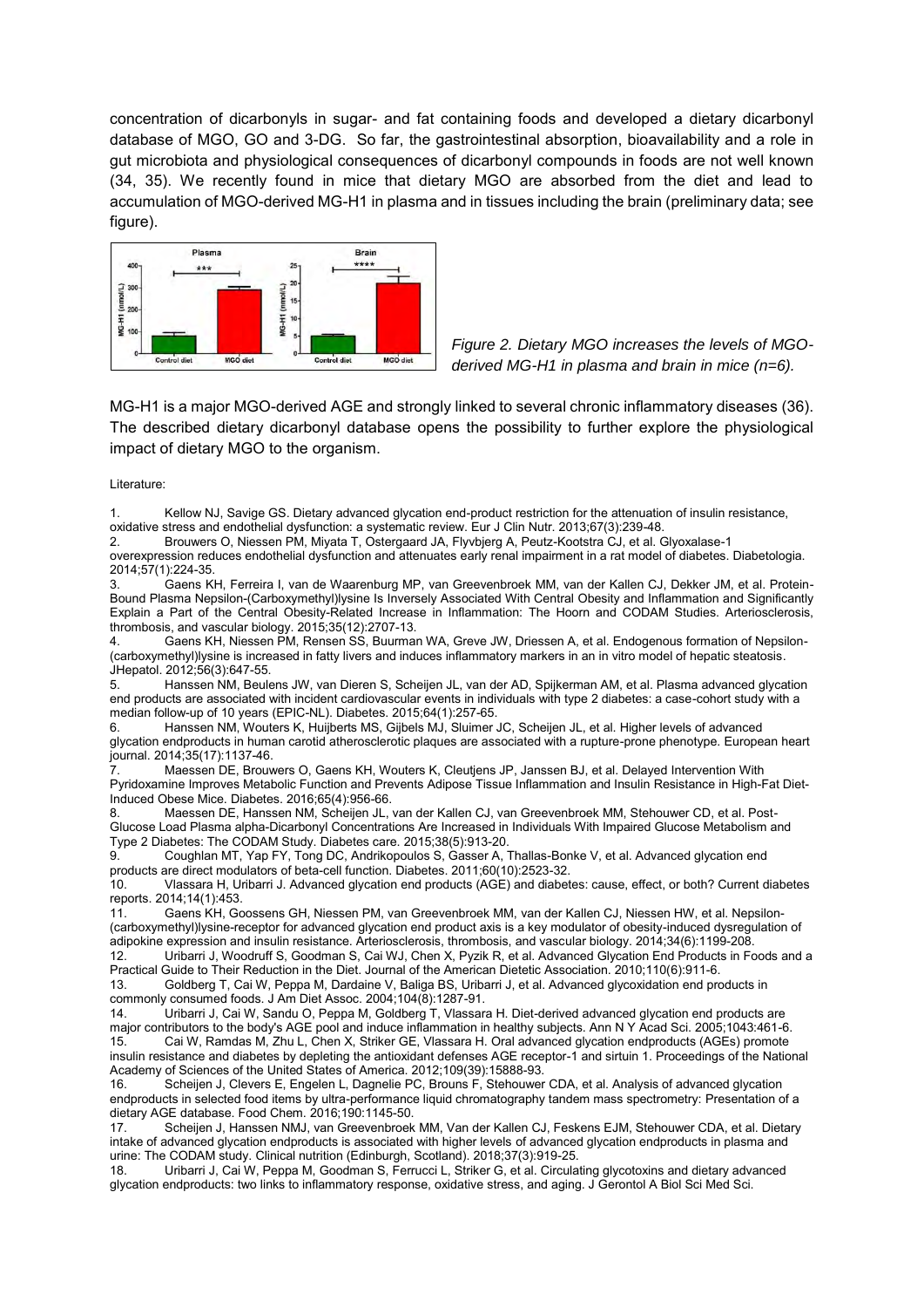concentration of dicarbonyls in sugar- and fat containing foods and developed a dietary dicarbonyl database of MGO, GO and 3-DG. So far, the gastrointestinal absorption, bioavailability and a role in gut microbiota and physiological consequences of dicarbonyl compounds in foods are not well known (34, 35). We recently found in mice that dietary MGO are absorbed from the diet and lead to accumulation of MGO-derived MG-H1 in plasma and in tissues including the brain (preliminary data; see figure).

*Figure 2. Dietary MGO increases the levels of MGO-derived MG-H1 in plasma and brain in mice (n=6).*

MG-H1 is a major MGO-derived AGE and strongly linked to several chronic inflammatory diseases (36). The described dietary dicarbonyl database opens the possibility to further explore the physiological impact of dietary MGO to the organism.

Literature:

1. Kellow NJ, Savige GS. Dietary advanced glycation end-product restriction for the attenuation of insulin resistance, oxidative stress and endothelial dysfunction: a systematic review. Eur J Clin Nutr. 2013;67(3):239-48.
2. Brouwers O, Niessen PM, Miyata T, Ostergaard JA, Flyvbjerg A, Peutz-Kootstra CJ, et al. Glyoxalase-1 overexpression reduces endothelial dysfunction and attenuates early renal impairment in a rat model of diabetes. Diabetologia. 2014;57(1):224-35.
3. Gaens KH, Ferreira I, van de Waarenburg MP, van Greevenbroek MM, van der Kallen CJ, Dekker JM, et al. Protein-Bound Plasma Nepsilon-(Carboxymethyl)lysine Is Inversely Associated With Central Obesity and Inflammation and Significantly Explain a Part of the Central Obesity-Related Increase in Inflammation: The Hoorn and CODAM Studies. Arteriosclerosis, thrombosis, and vascular biology. 2015;35(12):2707-13.
4. Gaens KH, Niessen PM, Rensen SS, Buurman WA, Greve JW, Driessen A, et al. Endogenous formation of Nepsilon-(carboxymethyl)lysine is increased in fatty livers and induces inflammatory markers in an in vitro model of hepatic steatosis. JHepatol. 2012;56(3):647-55.
5. Hanssen NM, Beulens JW, van Dieren S, Scheijen JL, van der AD, Spijkerman AM, et al. Plasma advanced glycation end products are associated with incident cardiovascular events in individuals with type 2 diabetes: a case-cohort study with a median follow-up of 10 years (EPIC-NL). Diabetes. 2015;64(1):257-65.
6. Hanssen NM, Wouters K, Huijberts MS, Gijbels MJ, Sluimer JC, Scheijen JL, et al. Higher levels of advanced glycation endproducts in human carotid atherosclerotic plaques are associated with a rupture-prone phenotype. European heart journal. 2014;35(17):1137-46.
7. Maessen DE, Brouwers O, Gaens KH, Wouters K, Cleutjens JP, Janssen BJ, et al. Delayed Intervention With Pyridoxamine Improves Metabolic Function and Prevents Adipose Tissue Inflammation and Insulin Resistance in High-Fat Diet-Induced Obese Mice. Diabetes. 2016;65(4):956-66.
8. Maessen DE, Hanssen NM, Scheijen JL, van der Kallen CJ, van Greevenbroek MM, Stehouwer CD, et al. Post-Glucose Load Plasma alpha-Dicarbonyl Concentrations Are Increased in Individuals With Impaired Glucose Metabolism and Type 2 Diabetes: The CODAM Study. Diabetes care. 2015;38(5):913-20.
9. Coughlan MT, Yap FY, Tong DC, Andrikopoulos S, Gasser A, Thallas-Bonke V, et al. Advanced glycation end products are direct modulators of beta-cell function. Diabetes. 2011;60(10):2523-32.
10. Vlassara H, Uribarri J. Advanced glycation end products (AGE) and diabetes: cause, effect, or both? Current diabetes reports. 2014;14(1):453.
11. Gaens KH, Goossens GH, Niessen PM, van Greevenbroek MM, van der Kallen CJ, Niessen HW, et al. Nepsilon-(carboxymethyl)lysine-receptor for advanced glycation end product axis is a key modulator of obesity-induced dysregulation of adipokine expression and insulin resistance. Arteriosclerosis, thrombosis, and vascular biology. 2014;34(6):1199-208.
12. Uribarri J, Woodruff S, Goodman S, Cai WJ, Chen X, Pyzik R, et al. Advanced Glycation End Products in Foods and a Practical Guide to Their Reduction in the Diet. Journal of the American Dietetic Association. 2010;110(6):911-6.
13. Goldberg T, Cai W, Peppa M, Dardaine V, Baliga BS, Uribarri J, et al. Advanced glycoxidation end products in commonly consumed foods. J Am Diet Assoc. 2004;104(8):1287-91.
14. Uribarri J, Cai W, Sandu O, Peppa M, Goldberg T, Vlassara H. Diet-derived advanced glycation end products are major contributors to the body's AGE pool and induce inflammation in healthy subjects. Ann N Y Acad Sci. 2005;1043:461-6.
15. Cai W, Ramdas M, Zhu L, Chen X, Striker GE, Vlassara H. Oral advanced glycation endproducts (AGEs) promote insulin resistance and diabetes by depleting the antioxidant defenses AGE receptor-1 and sirtuin 1. Proceedings of the National Academy of Sciences of the United States of America. 2012;109(39):15888-93.
16. Scheijen J, Clevers E, Engelen L, Dagnelie PC, Brouns F, Stehouwer CDA, et al. Analysis of advanced glycation endproducts in selected food items by ultra-performance liquid chromatography tandem mass spectrometry: Presentation of a dietary AGE database. Food Chem. 2016;190:1145-50.
17. Scheijen J, Hanssen NMJ, van Greevenbroek MM, Van der Kallen CJ, Feskens EJM, Stehouwer CDA, et al. Dietary intake of advanced glycation endproducts is associated with higher levels of advanced glycation endproducts in plasma and urine: The CODAM study. Clinical nutrition (Edinburgh, Scotland). 2018;37(3):919-25.
18. Uribarri J, Cai W, Peppa M, Goodman S, Ferrucci L, Striker G, et al. Circulating glycotoxins and dietary advanced glycation endproducts: two links to inflammatory response, oxidative stress, and aging. J Gerontol A Biol Sci Med Sci.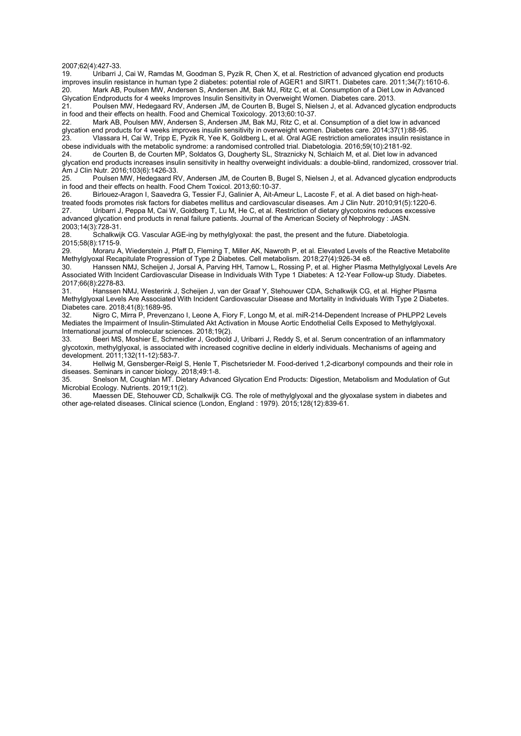2007;62(4):427-33.

19. Uribarri J, Cai W, Ramdas M, Goodman S, Pyzik R, Chen X, et al. Restriction of advanced glycation end products improves insulin resistance in human type 2 diabetes: potential role of AGER1 and SIRT1. Diabetes care. 2011;34(7):1610-6.

20. Mark AB, Poulsen MW, Andersen S, Andersen JM, Bak MJ, Ritz C, et al. Consumption of a Diet Low in Advanced Glycation Endproducts for 4 weeks Improves Insulin Sensitivity in Overweight Women. Diabetes care. 2013.

21. Poulsen MW, Hedegaard RV, Andersen JM, de Courten B, Bugel S, Nielsen J, et al. Advanced glycation endproducts in food and their effects on health. Food and Chemical Toxicology. 2013;60:10-37.

22. Mark AB, Poulsen MW, Andersen S, Andersen JM, Bak MJ, Ritz C, et al. Consumption of a diet low in advanced glycation end products for 4 weeks improves insulin sensitivity in overweight women. Diabetes care. 2014;37(1):88-95.

23. Vlassara H, Cai W, Tripp E, Pyzik R, Yee K, Goldberg L, et al. Oral AGE restriction ameliorates insulin resistance in obese individuals with the metabolic syndrome: a randomised controlled trial. Diabetologia. 2016;59(10):2181-92.

24. de Courten B, de Courten MP, Soldatos G, Dougherty SL, Straznicky N, Schlaich M, et al. Diet low in advanced glycation end products increases insulin sensitivity in healthy overweight individuals: a double-blind, randomized, crossover trial. Am J Clin Nutr. 2016;103(6):1426-33.

25. Poulsen MW, Hedegaard RV, Andersen JM, de Courten B, Bugel S, Nielsen J, et al. Advanced glycation endproducts in food and their effects on health. Food Chem Toxicol. 2013;60:10-37.

26. Birlouez-Aragon I, Saavedra G, Tessier FJ, Galinier A, Ait-Ameur L, Lacoste F, et al. A diet based on high-heat-treated foods promotes risk factors for diabetes mellitus and cardiovascular diseases. Am J Clin Nutr. 2010;91(5):1220-6.

27. Uribarri J, Peppa M, Cai W, Goldberg T, Lu M, He C, et al. Restriction of dietary glycotoxins reduces excessive advanced glycation end products in renal failure patients. Journal of the American Society of Nephrology : JASN. 2003;14(3):728-31.

28. Schalkwijk CG. Vascular AGE-ing by methylglyoxal: the past, the present and the future. Diabetologia. 2015;58(8):1715-9.

29. Moraru A, Wiederstein J, Pfaff D, Fleming T, Miller AK, Nawroth P, et al. Elevated Levels of the Reactive Metabolite Methylglyoxal Recapitulate Progression of Type 2 Diabetes. Cell metabolism. 2018;27(4):926-34 e8.

30. Hanssen NMJ, Scheijen J, Jorsal A, Parving HH, Tarnow L, Rossing P, et al. Higher Plasma Methylglyoxal Levels Are Associated With Incident Cardiovascular Disease in Individuals With Type 1 Diabetes: A 12-Year Follow-up Study. Diabetes. 2017;66(8):2278-83.

31. Hanssen NMJ, Westerink J, Scheijen J, van der Graaf Y, Stehouwer CDA, Schalkwijk CG, et al. Higher Plasma Methylglyoxal Levels Are Associated With Incident Cardiovascular Disease and Mortality in Individuals With Type 2 Diabetes. Diabetes care. 2018;41(8):1689-95.

32. Nigro C, Mirra P, Prevenzano I, Leone A, Fiory F, Longo M, et al. miR-214-Dependent Increase of PHLPP2 Levels Mediates the Impairment of Insulin-Stimulated Akt Activation in Mouse Aortic Endothelial Cells Exposed to Methylglyoxal. International journal of molecular sciences. 2018;19(2).

33. Beeri MS, Moshier E, Schmeidler J, Godbold J, Uribarri J, Reddy S, et al. Serum concentration of an inflammatory glycotoxin, methylglyoxal, is associated with increased cognitive decline in elderly individuals. Mechanisms of ageing and development. 2011;132(11-12):583-7.

34. Hellwig M, Gensberger-Reigl S, Henle T, Pischetsrieder M. Food-derived 1,2-dicarbonyl compounds and their role in diseases. Seminars in cancer biology. 2018;49:1-8.

35. Snelson M, Coughlan MT. Dietary Advanced Glycation End Products: Digestion, Metabolism and Modulation of Gut Microbial Ecology. Nutrients. 2019;11(2).

36. Maessen DE, Stehouwer CD, Schalkwijk CG. The role of methylglyoxal and the glyoxalase system in diabetes and other age-related diseases. Clinical science (London, England : 1979). 2015;128(12):839-61.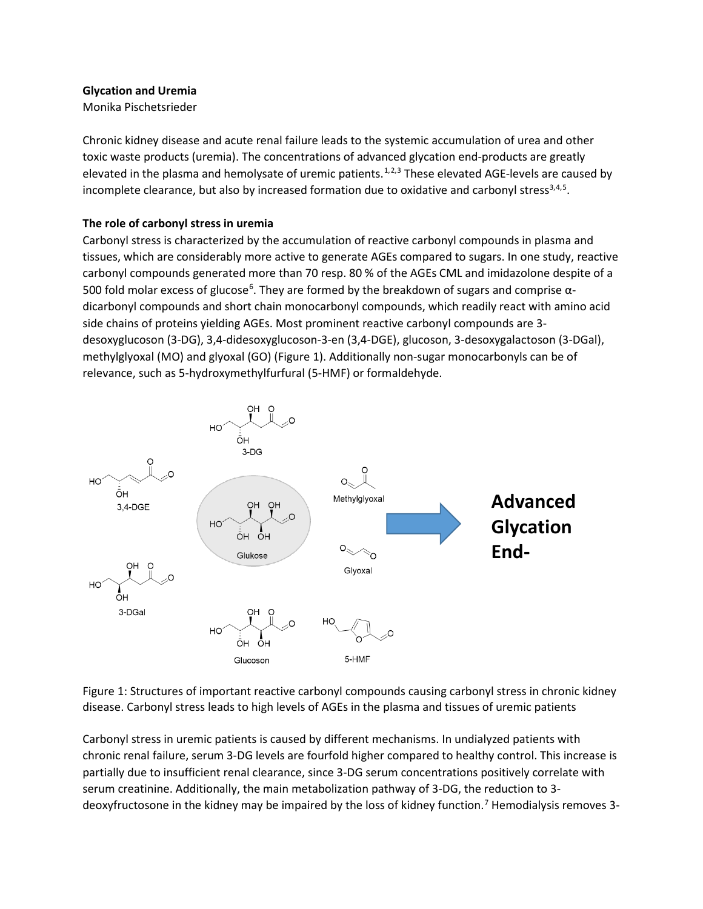**Glycation and Uremia**

Monika Pischetsrieder

Chronic kidney disease and acute renal failure leads to the systemic accumulation of urea and other toxic waste products (uremia). The concentrations of advanced glycation end-products are greatly elevated in the plasma and hemolysate of uremic patients.[1,2,3] These elevated AGE-levels are caused by incomplete clearance, but also by increased formation due to oxidative and carbonyl stress[3,4,5].

**The role of carbonyl stress in uremia**

Carbonyl stress is characterized by the accumulation of reactive carbonyl compounds in plasma and tissues, which are considerably more active to generate AGEs compared to sugars. In one study, reactive carbonyl compounds generated more than 70 resp. 80 % of the AGEs CML and imidazolone despite of a 500 fold molar excess of glucose[6]. They are formed by the breakdown of sugars and comprise α-dicarbonyl compounds and short chain monocarbonyl compounds, which readily react with amino acid side chains of proteins yielding AGEs. Most prominent reactive carbonyl compounds are 3-desoxyglucoson (3-DG), 3,4-didesoxyglucoson-3-en (3,4-DGE), glucoson, 3-desoxygalactoson (3-DGal), methylglyoxal (MO) and glyoxal (GO) (Figure 1). Additionally non-sugar monocarbonyls can be of relevance, such as 5-hydroxymethylfurfural (5-HMF) or formaldehyde.

Figure 1: Structures of important reactive carbonyl compounds causing carbonyl stress in chronic kidney disease. Carbonyl stress leads to high levels of AGEs in the plasma and tissues of uremic patients

Carbonyl stress in uremic patients is caused by different mechanisms. In undialyzed patients with chronic renal failure, serum 3-DG levels are fourfold higher compared to healthy control. This increase is partially due to insufficient renal clearance, since 3-DG serum concentrations positively correlate with serum creatinine. Additionally, the main metabolization pathway of 3-DG, the reduction to 3-deoxyfructosone in the kidney may be impaired by the loss of kidney function.[7] Hemodialysis removes 3-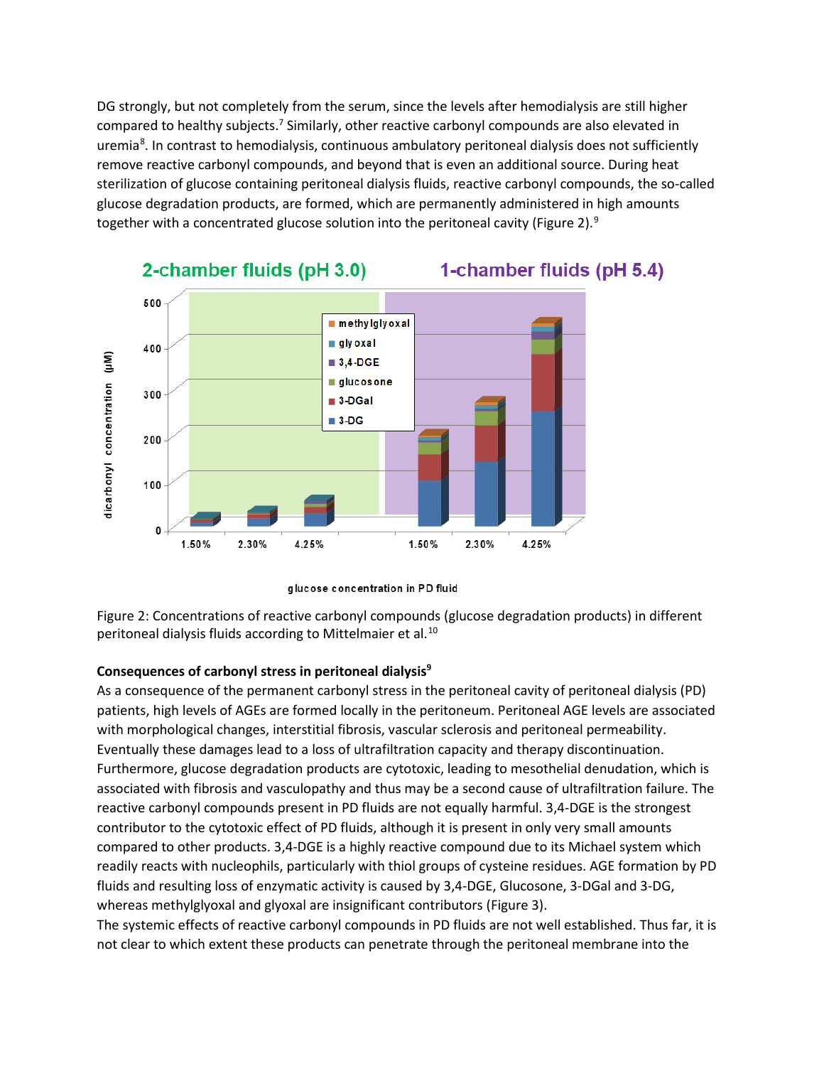DG strongly, but not completely from the serum, since the levels after hemodialysis are still higher compared to healthy subjects.[7] Similarly, other reactive carbonyl compounds are also elevated in uremia[8]. In contrast to hemodialysis, continuous ambulatory peritoneal dialysis does not sufficiently remove reactive carbonyl compounds, and beyond that is even an additional source. During heat sterilization of glucose containing peritoneal dialysis fluids, reactive carbonyl compounds, the so-called glucose degradation products, are formed, which are permanently administered in high amounts together with a concentrated glucose solution into the peritoneal cavity (Figure 2).[9]

Figure 2: Concentrations of reactive carbonyl compounds (glucose degradation products) in different peritoneal dialysis fluids according to Mittelmaier et al.[10]

**Consequences of carbonyl stress in peritoneal dialysis[9]**

As a consequence of the permanent carbonyl stress in the peritoneal cavity of peritoneal dialysis (PD) patients, high levels of AGEs are formed locally in the peritoneum. Peritoneal AGE levels are associated with morphological changes, interstitial fibrosis, vascular sclerosis and peritoneal permeability. Eventually these damages lead to a loss of ultrafiltration capacity and therapy discontinuation. Furthermore, glucose degradation products are cytotoxic, leading to mesothelial denudation, which is associated with fibrosis and vasculopathy and thus may be a second cause of ultrafiltration failure. The reactive carbonyl compounds present in PD fluids are not equally harmful. 3,4-DGE is the strongest contributor to the cytotoxic effect of PD fluids, although it is present in only very small amounts compared to other products. 3,4-DGE is a highly reactive compound due to its Michael system which readily reacts with nucleophils, particularly with thiol groups of cysteine residues. AGE formation by PD fluids and resulting loss of enzymatic activity is caused by 3,4-DGE, Glucosone, 3-DGal and 3-DG, whereas methylglyoxal and glyoxal are insignificant contributors (Figure 3).

The systemic effects of reactive carbonyl compounds in PD fluids are not well established. Thus far, it is not clear to which extent these products can penetrate through the peritoneal membrane into the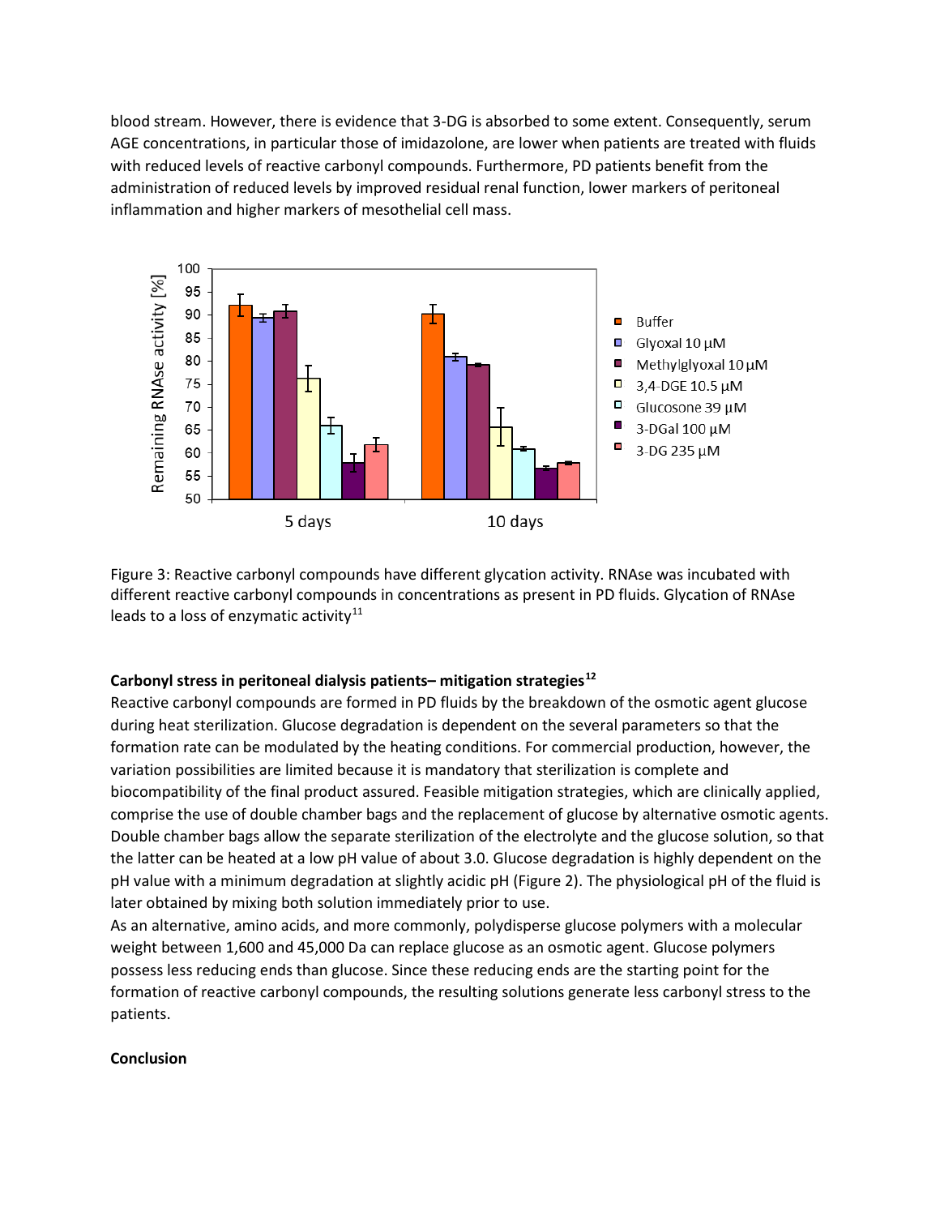blood stream. However, there is evidence that 3-DG is absorbed to some extent. Consequently, serum AGE concentrations, in particular those of imidazolone, are lower when patients are treated with fluids with reduced levels of reactive carbonyl compounds. Furthermore, PD patients benefit from the administration of reduced levels by improved residual renal function, lower markers of peritoneal inflammation and higher markers of mesothelial cell mass.

Figure 3: Reactive carbonyl compounds have different glycation activity. RNAse was incubated with different reactive carbonyl compounds in concentrations as present in PD fluids. Glycation of RNAse leads to a loss of enzymatic activity[11]

**Carbonyl stress in peritoneal dialysis patients– mitigation strategies[12]**

Reactive carbonyl compounds are formed in PD fluids by the breakdown of the osmotic agent glucose during heat sterilization. Glucose degradation is dependent on the several parameters so that the formation rate can be modulated by the heating conditions. For commercial production, however, the variation possibilities are limited because it is mandatory that sterilization is complete and biocompatibility of the final product assured. Feasible mitigation strategies, which are clinically applied, comprise the use of double chamber bags and the replacement of glucose by alternative osmotic agents. Double chamber bags allow the separate sterilization of the electrolyte and the glucose solution, so that the latter can be heated at a low pH value of about 3.0. Glucose degradation is highly dependent on the pH value with a minimum degradation at slightly acidic pH (Figure 2). The physiological pH of the fluid is later obtained by mixing both solution immediately prior to use.

As an alternative, amino acids, and more commonly, polydisperse glucose polymers with a molecular weight between 1,600 and 45,000 Da can replace glucose as an osmotic agent. Glucose polymers possess less reducing ends than glucose. Since these reducing ends are the starting point for the formation of reactive carbonyl compounds, the resulting solutions generate less carbonyl stress to the patients.

**Conclusion**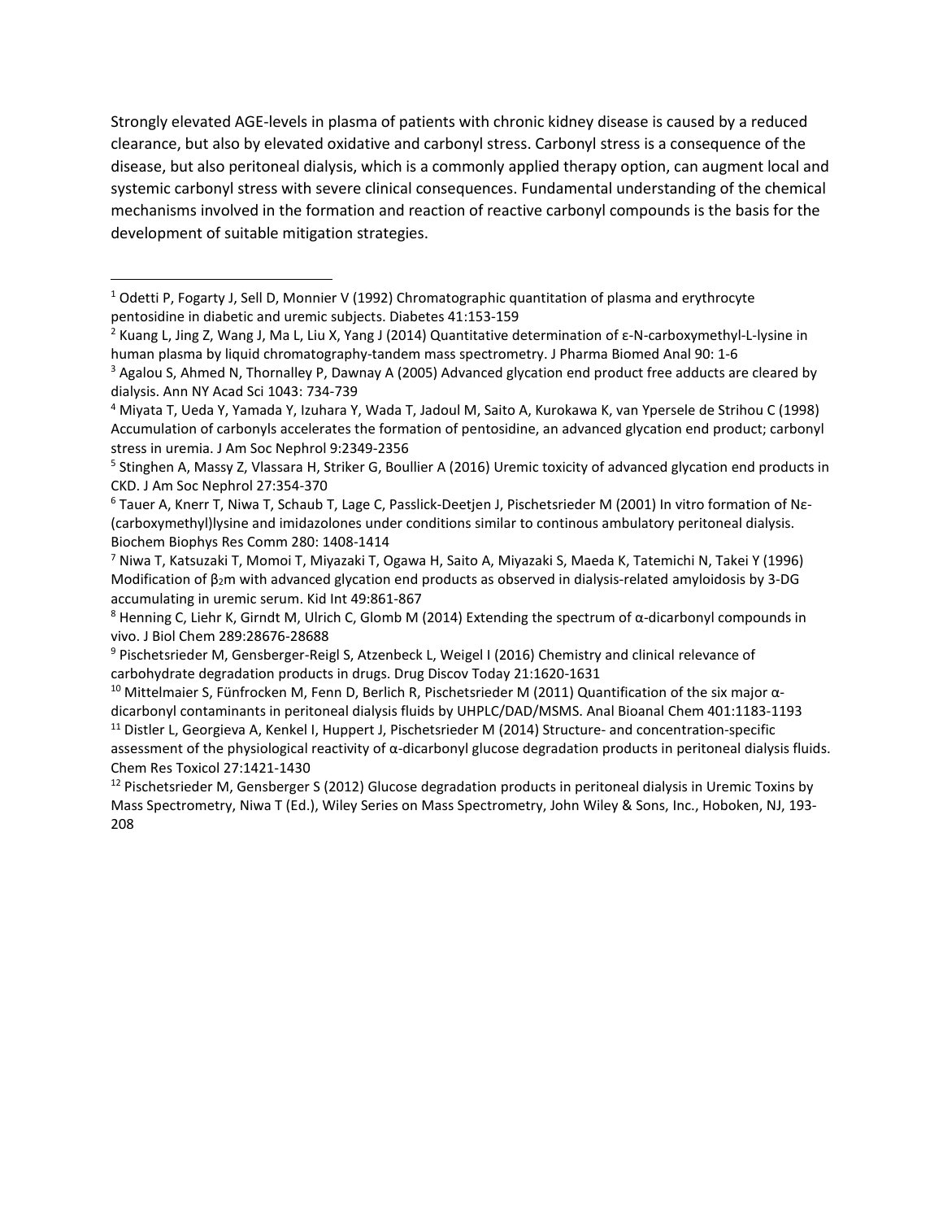Strongly elevated AGE-levels in plasma of patients with chronic kidney disease is caused by a reduced clearance, but also by elevated oxidative and carbonyl stress. Carbonyl stress is a consequence of the disease, but also peritoneal dialysis, which is a commonly applied therapy option, can augment local and systemic carbonyl stress with severe clinical consequences. Fundamental understanding of the chemical mechanisms involved in the formation and reaction of reactive carbonyl compounds is the basis for the development of suitable mitigation strategies.

---

[1] Odetti P, Fogarty J, Sell D, Monnier V (1992) Chromatographic quantitation of plasma and erythrocyte pentosidine in diabetic and uremic subjects. Diabetes 41:153-159

[2] Kuang L, Jing Z, Wang J, Ma L, Liu X, Yang J (2014) Quantitative determination of ε-N-carboxymethyl-L-lysine in human plasma by liquid chromatography-tandem mass spectrometry. J Pharma Biomed Anal 90: 1-6

[3] Agalou S, Ahmed N, Thornalley P, Dawnay A (2005) Advanced glycation end product free adducts are cleared by dialysis. Ann NY Acad Sci 1043: 734-739

[4] Miyata T, Ueda Y, Yamada Y, Izuhara Y, Wada T, Jadoul M, Saito A, Kurokawa K, van Ypersele de Strihou C (1998) Accumulation of carbonyls accelerates the formation of pentosidine, an advanced glycation end product; carbonyl stress in uremia. J Am Soc Nephrol 9:2349-2356

[5] Stinghen A, Massy Z, Vlassara H, Striker G, Boullier A (2016) Uremic toxicity of advanced glycation end products in CKD. J Am Soc Nephrol 27:354-370

[6] Tauer A, Knerr T, Niwa T, Schaub T, Lage C, Passlick-Deetjen J, Pischetsrieder M (2001) In vitro formation of Nε-(carboxymethyl)lysine and imidazolones under conditions similar to continous ambulatory peritoneal dialysis. Biochem Biophys Res Comm 280: 1408-1414

[7] Niwa T, Katsuzaki T, Momoi T, Miyazaki T, Ogawa H, Saito A, Miyazaki S, Maeda K, Tatemichi N, Takei Y (1996) Modification of $\beta_2$m with advanced glycation end products as observed in dialysis-related amyloidosis by 3-DG accumulating in uremic serum. Kid Int 49:861-867

[8] Henning C, Liehr K, Girndt M, Ulrich C, Glomb M (2014) Extending the spectrum of α-dicarbonyl compounds in vivo. J Biol Chem 289:28676-28688

[9] Pischetsrieder M, Gensberger-Reigl S, Atzenbeck L, Weigel I (2016) Chemistry and clinical relevance of carbohydrate degradation products in drugs. Drug Discov Today 21:1620-1631

[10] Mittelmaier S, Fünfrocken M, Fenn D, Berlich R, Pischetsrieder M (2011) Quantification of the six major α-dicarbonyl contaminants in peritoneal dialysis fluids by UHPLC/DAD/MSMS. Anal Bioanal Chem 401:1183-1193

[11] Distler L, Georgieva A, Kenkel I, Huppert J, Pischetsrieder M (2014) Structure- and concentration-specific assessment of the physiological reactivity of α-dicarbonyl glucose degradation products in peritoneal dialysis fluids. Chem Res Toxicol 27:1421-1430

[12] Pischetsrieder M, Gensberger S (2012) Glucose degradation products in peritoneal dialysis in Uremic Toxins by Mass Spectrometry, Niwa T (Ed.), Wiley Series on Mass Spectrometry, John Wiley & Sons, Inc., Hoboken, NJ, 193-208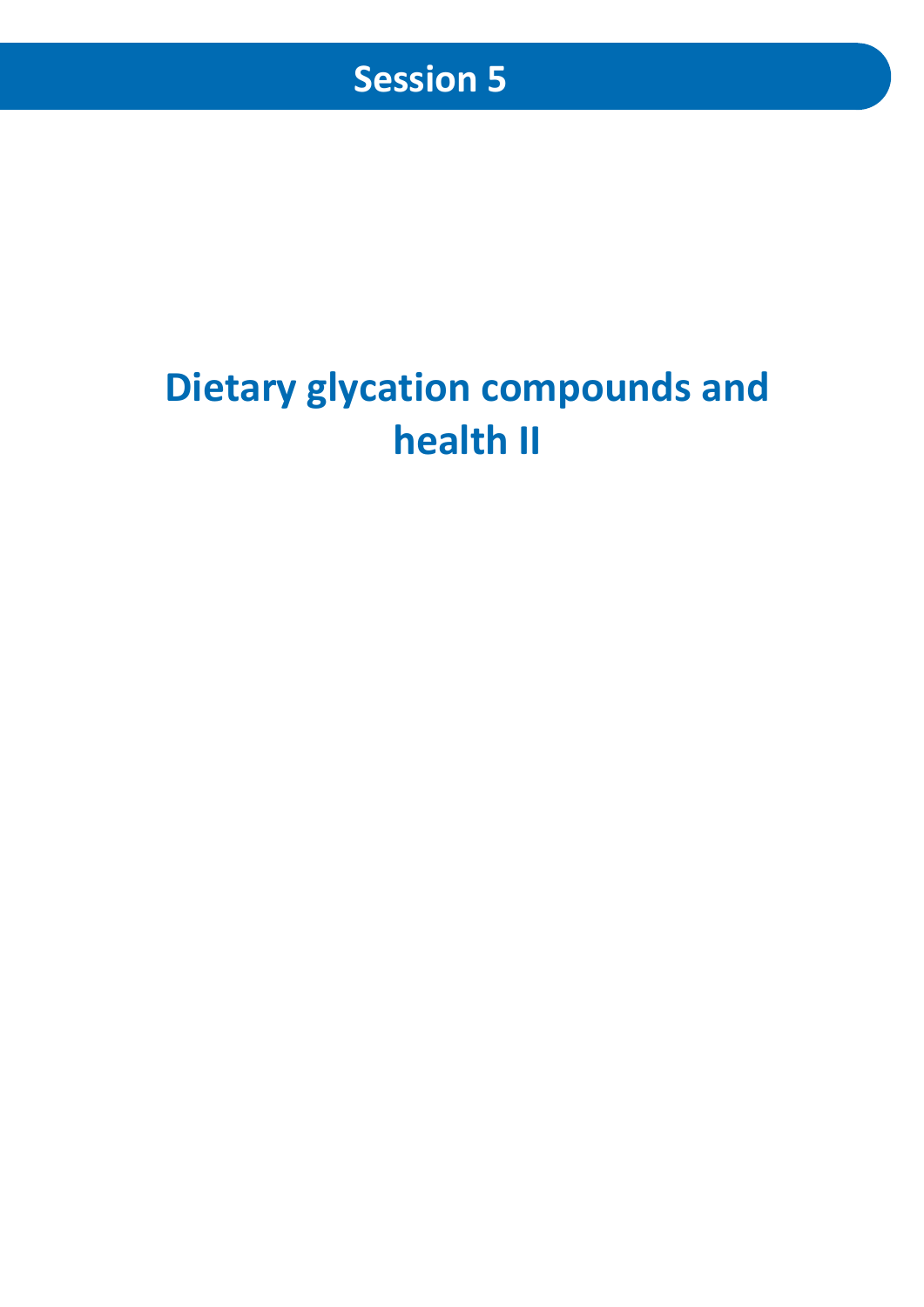## Session 5

# Dietary glycation compounds and health II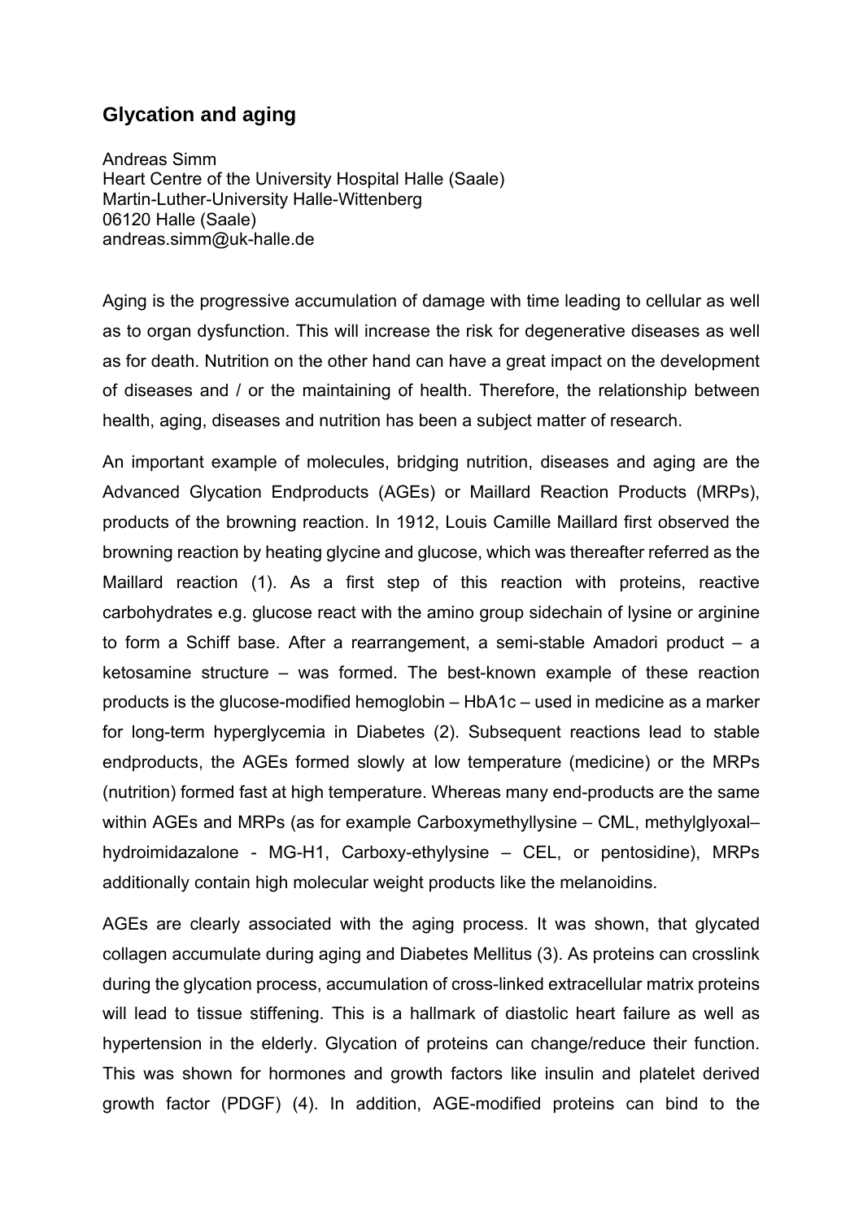## Glycation and aging

Andreas Simm
Heart Centre of the University Hospital Halle (Saale)
Martin-Luther-University Halle-Wittenberg
06120 Halle (Saale)
andreas.simm@uk-halle.de

Aging is the progressive accumulation of damage with time leading to cellular as well as to organ dysfunction. This will increase the risk for degenerative diseases as well as for death. Nutrition on the other hand can have a great impact on the development of diseases and / or the maintaining of health. Therefore, the relationship between health, aging, diseases and nutrition has been a subject matter of research.

An important example of molecules, bridging nutrition, diseases and aging are the Advanced Glycation Endproducts (AGEs) or Maillard Reaction Products (MRPs), products of the browning reaction. In 1912, Louis Camille Maillard first observed the browning reaction by heating glycine and glucose, which was thereafter referred as the Maillard reaction (1). As a first step of this reaction with proteins, reactive carbohydrates e.g. glucose react with the amino group sidechain of lysine or arginine to form a Schiff base. After a rearrangement, a semi-stable Amadori product – a ketosamine structure – was formed. The best-known example of these reaction products is the glucose-modified hemoglobin – HbA1c – used in medicine as a marker for long-term hyperglycemia in Diabetes (2). Subsequent reactions lead to stable endproducts, the AGEs formed slowly at low temperature (medicine) or the MRPs (nutrition) formed fast at high temperature. Whereas many end-products are the same within AGEs and MRPs (as for example Carboxymethyllysine – CML, methylglyoxal–hydroimidazalone - MG-H1, Carboxy-ethylysine – CEL, or pentosidine), MRPs additionally contain high molecular weight products like the melanoidins.

AGEs are clearly associated with the aging process. It was shown, that glycated collagen accumulate during aging and Diabetes Mellitus (3). As proteins can crosslink during the glycation process, accumulation of cross-linked extracellular matrix proteins will lead to tissue stiffening. This is a hallmark of diastolic heart failure as well as hypertension in the elderly. Glycation of proteins can change/reduce their function. This was shown for hormones and growth factors like insulin and platelet derived growth factor (PDGF) (4). In addition, AGE-modified proteins can bind to the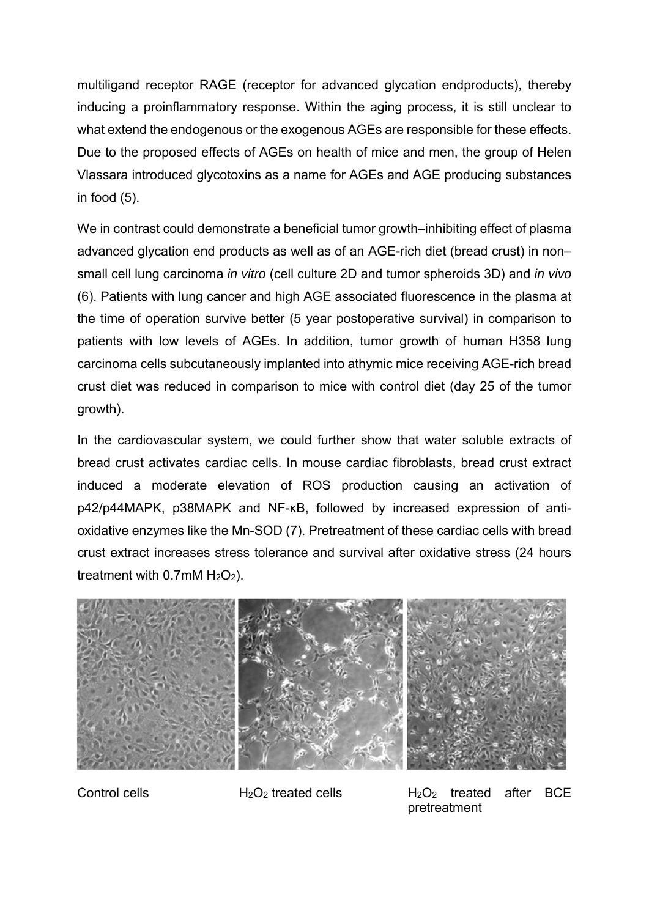multiligand receptor RAGE (receptor for advanced glycation endproducts), thereby inducing a proinflammatory response. Within the aging process, it is still unclear to what extend the endogenous or the exogenous AGEs are responsible for these effects. Due to the proposed effects of AGEs on health of mice and men, the group of Helen Vlassara introduced glycotoxins as a name for AGEs and AGE producing substances in food (5).

We in contrast could demonstrate a beneficial tumor growth–inhibiting effect of plasma advanced glycation end products as well as of an AGE-rich diet (bread crust) in non–small cell lung carcinoma *in vitro* (cell culture 2D and tumor spheroids 3D) and *in vivo* (6). Patients with lung cancer and high AGE associated fluorescence in the plasma at the time of operation survive better (5 year postoperative survival) in comparison to patients with low levels of AGEs. In addition, tumor growth of human H358 lung carcinoma cells subcutaneously implanted into athymic mice receiving AGE-rich bread crust diet was reduced in comparison to mice with control diet (day 25 of the tumor growth).

In the cardiovascular system, we could further show that water soluble extracts of bread crust activates cardiac cells. In mouse cardiac fibroblasts, bread crust extract induced a moderate elevation of ROS production causing an activation of p42/p44MAPK, p38MAPK and NF-κB, followed by increased expression of anti-oxidative enzymes like the Mn-SOD (7). Pretreatment of these cardiac cells with bread crust extract increases stress tolerance and survival after oxidative stress (24 hours treatment with 0.7mM $H_2O_2$).

Control cells | $H_2O_2$ treated cells | $H_2O_2$ treated after BCE pretreatment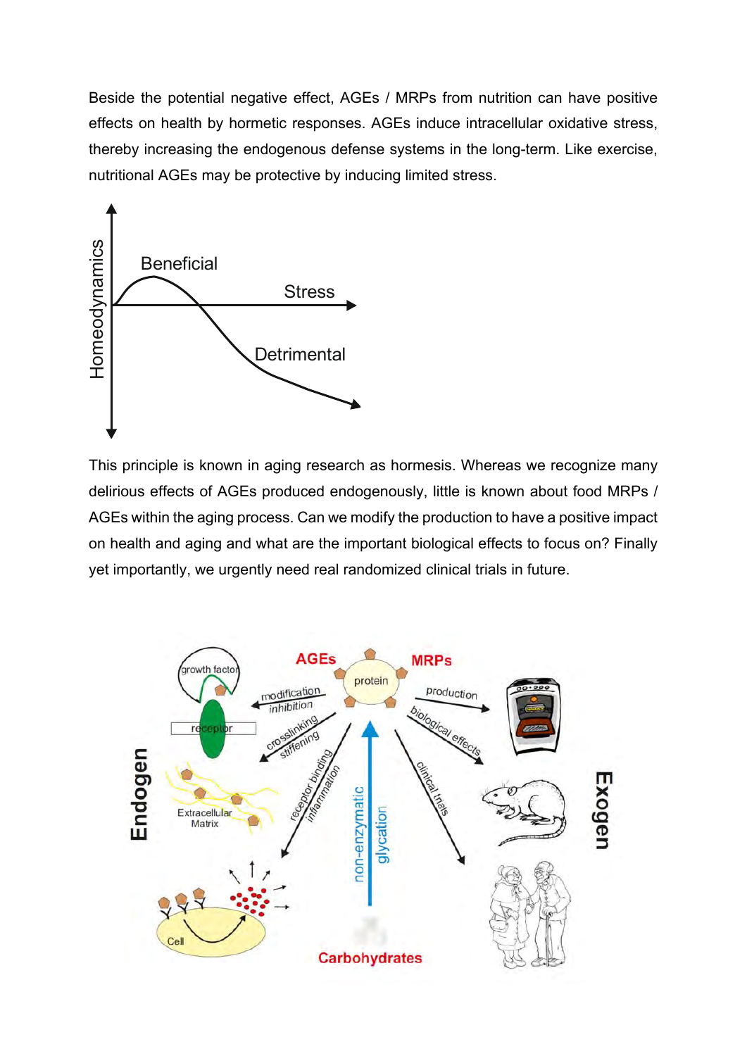Beside the potential negative effect, AGEs / MRPs from nutrition can have positive effects on health by hormetic responses. AGEs induce intracellular oxidative stress, thereby increasing the endogenous defense systems in the long-term. Like exercise, nutritional AGEs may be protective by inducing limited stress.

This principle is known in aging research as hormesis. Whereas we recognize many delirious effects of AGEs produced endogenously, little is known about food MRPs / AGEs within the aging process. Can we modify the production to have a positive impact on health and aging and what are the important biological effects to focus on? Finally yet importantly, we urgently need real randomized clinical trials in future.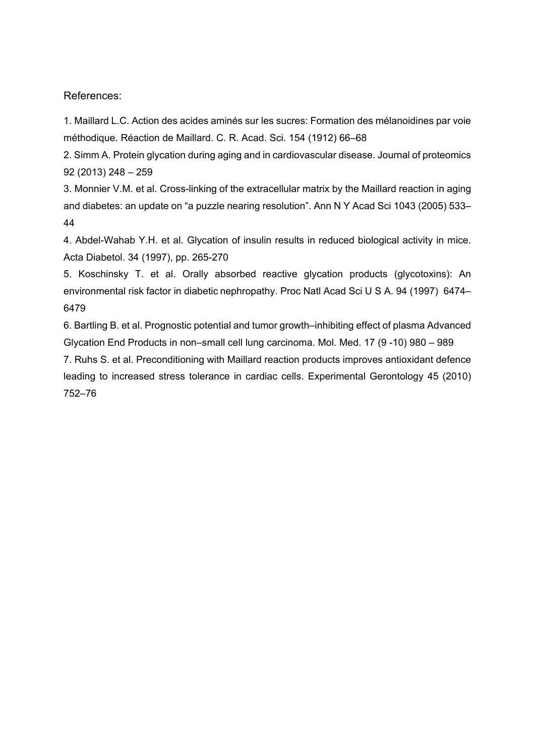References:

1. Maillard L.C. Action des acides aminés sur les sucres: Formation des mélanoidines par voie méthodique. Réaction de Maillard. C. R. Acad. Sci. 154 (1912) 66–68
2. Simm A. Protein glycation during aging and in cardiovascular disease. Journal of proteomics 92 (2013) 248 – 259
3. Monnier V.M. et al. Cross-linking of the extracellular matrix by the Maillard reaction in aging and diabetes: an update on “a puzzle nearing resolution”. Ann N Y Acad Sci 1043 (2005) 533–44
4. Abdel-Wahab Y.H. et al. Glycation of insulin results in reduced biological activity in mice. Acta Diabetol. 34 (1997), pp. 265-270
5. Koschinsky T. et al. Orally absorbed reactive glycation products (glycotoxins): An environmental risk factor in diabetic nephropathy. Proc Natl Acad Sci U S A. 94 (1997) 6474–6479
6. Bartling B. et al. Prognostic potential and tumor growth–inhibiting effect of plasma Advanced Glycation End Products in non–small cell lung carcinoma. Mol. Med. 17 (9 -10) 980 – 989
7. Ruhs S. et al. Preconditioning with Maillard reaction products improves antioxidant defence leading to increased stress tolerance in cardiac cells. Experimental Gerontology 45 (2010) 752–76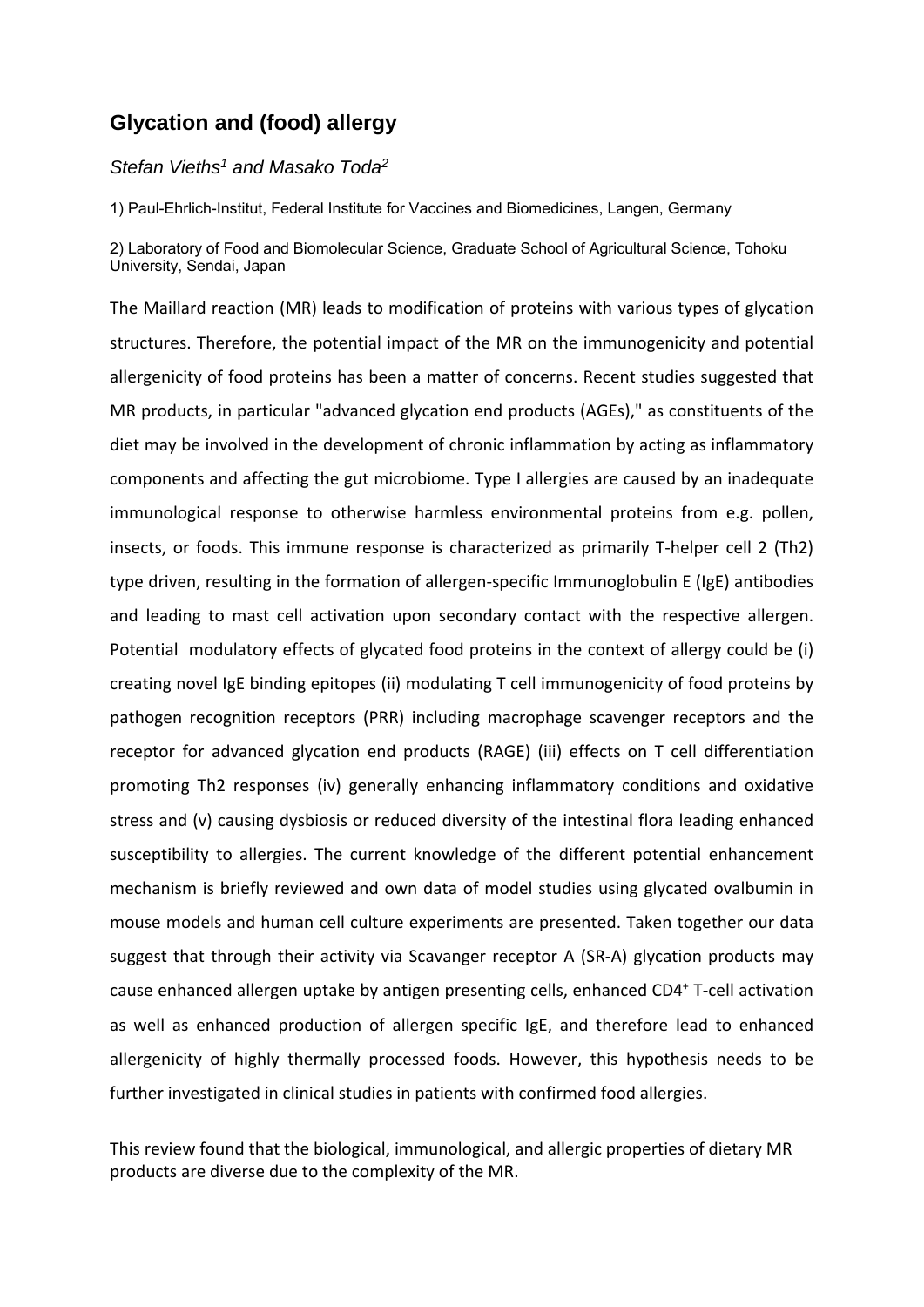## Glycation and (food) allergy

*Stefan Vieths[1] and Masako Toda[2]*

1) Paul-Ehrlich-Institut, Federal Institute for Vaccines and Biomedicines, Langen, Germany

2) Laboratory of Food and Biomolecular Science, Graduate School of Agricultural Science, Tohoku University, Sendai, Japan

The Maillard reaction (MR) leads to modification of proteins with various types of glycation structures. Therefore, the potential impact of the MR on the immunogenicity and potential allergenicity of food proteins has been a matter of concerns. Recent studies suggested that MR products, in particular "advanced glycation end products (AGEs)," as constituents of the diet may be involved in the development of chronic inflammation by acting as inflammatory components and affecting the gut microbiome. Type I allergies are caused by an inadequate immunological response to otherwise harmless environmental proteins from e.g. pollen, insects, or foods. This immune response is characterized as primarily T-helper cell 2 (Th2) type driven, resulting in the formation of allergen-specific Immunoglobulin E (IgE) antibodies and leading to mast cell activation upon secondary contact with the respective allergen. Potential modulatory effects of glycated food proteins in the context of allergy could be (i) creating novel IgE binding epitopes (ii) modulating T cell immunogenicity of food proteins by pathogen recognition receptors (PRR) including macrophage scavenger receptors and the receptor for advanced glycation end products (RAGE) (iii) effects on T cell differentiation promoting Th2 responses (iv) generally enhancing inflammatory conditions and oxidative stress and (v) causing dysbiosis or reduced diversity of the intestinal flora leading enhanced susceptibility to allergies. The current knowledge of the different potential enhancement mechanism is briefly reviewed and own data of model studies using glycated ovalbumin in mouse models and human cell culture experiments are presented. Taken together our data suggest that through their activity via Scavanger receptor A (SR-A) glycation products may cause enhanced allergen uptake by antigen presenting cells, enhanced $CD4^{+}$ T-cell activation as well as enhanced production of allergen specific IgE, and therefore lead to enhanced allergenicity of highly thermally processed foods. However, this hypothesis needs to be further investigated in clinical studies in patients with confirmed food allergies.

This review found that the biological, immunological, and allergic properties of dietary MR products are diverse due to the complexity of the MR.